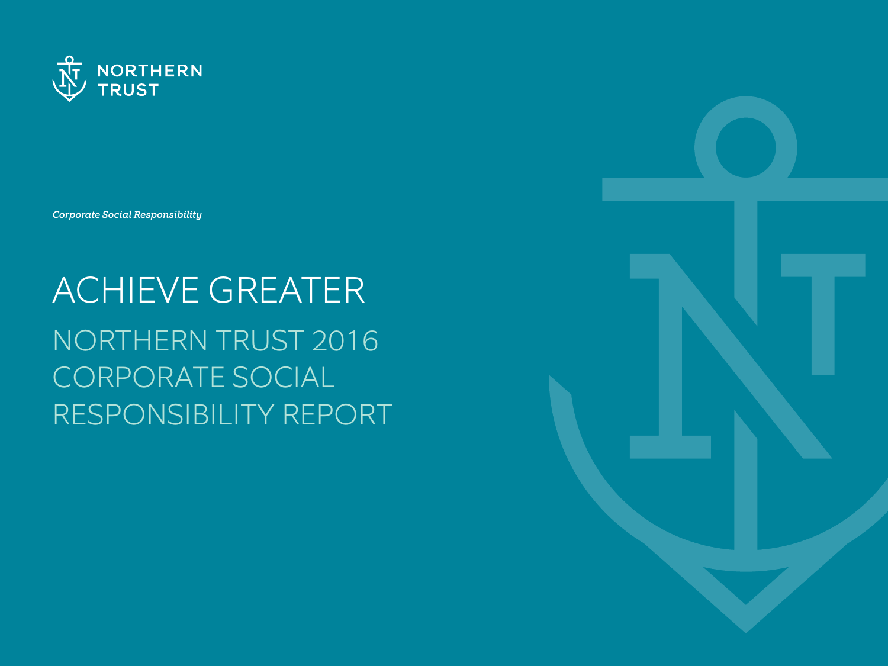NORTHERN TRUST

*Corporate Social Responsibility*

# ACHIEVE GREATER

## NORTHERN TRUST 2016 CORPORATE SOCIAL RESPONSIBILITY REPORT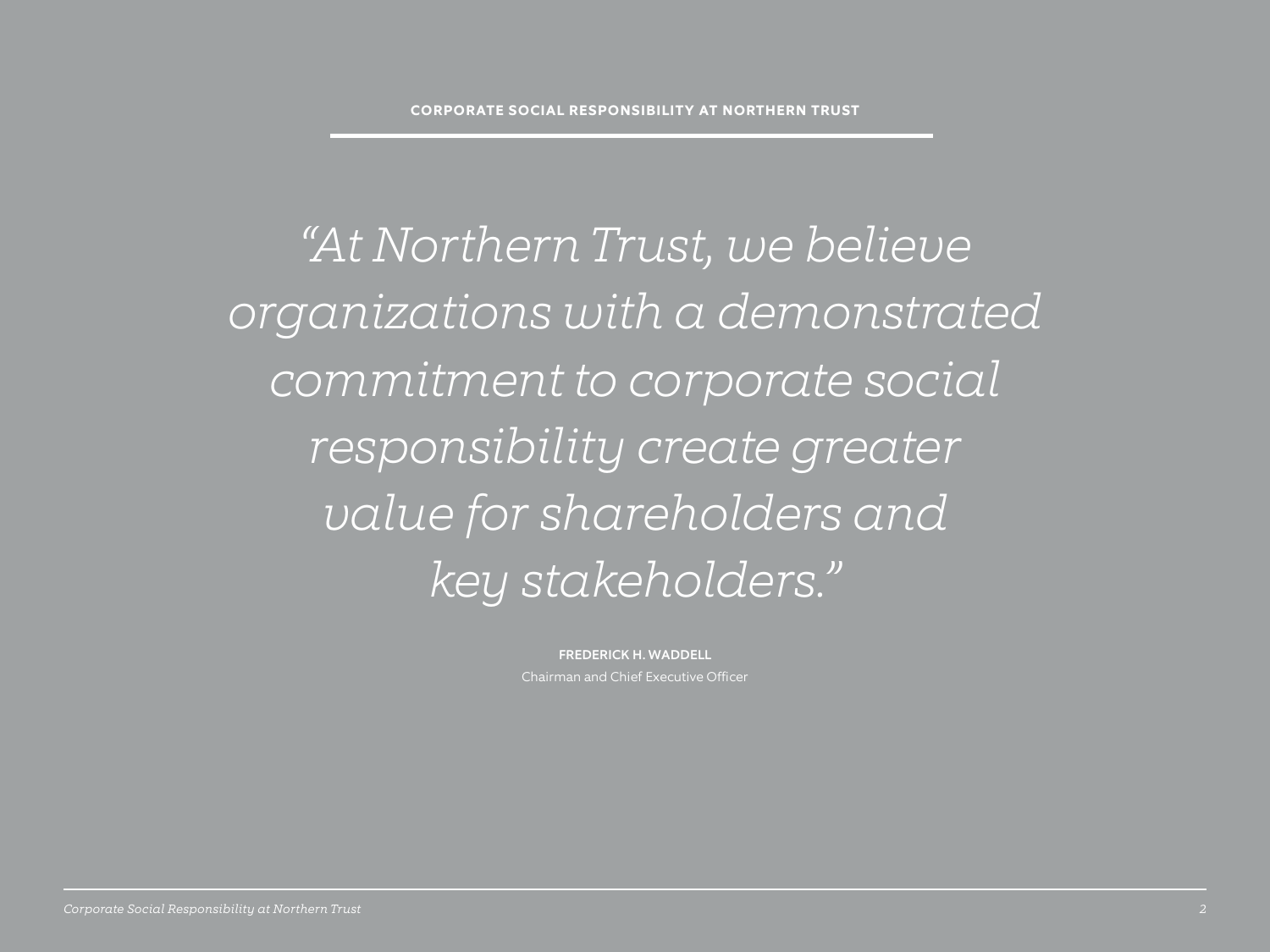*"At Northern Trust, we believe organizations with a demonstrated commitment to corporate social responsibility create greater value for shareholders and key stakeholders."*

**FREDERICK H. WADDELL**
Chairman and Chief Executive Officer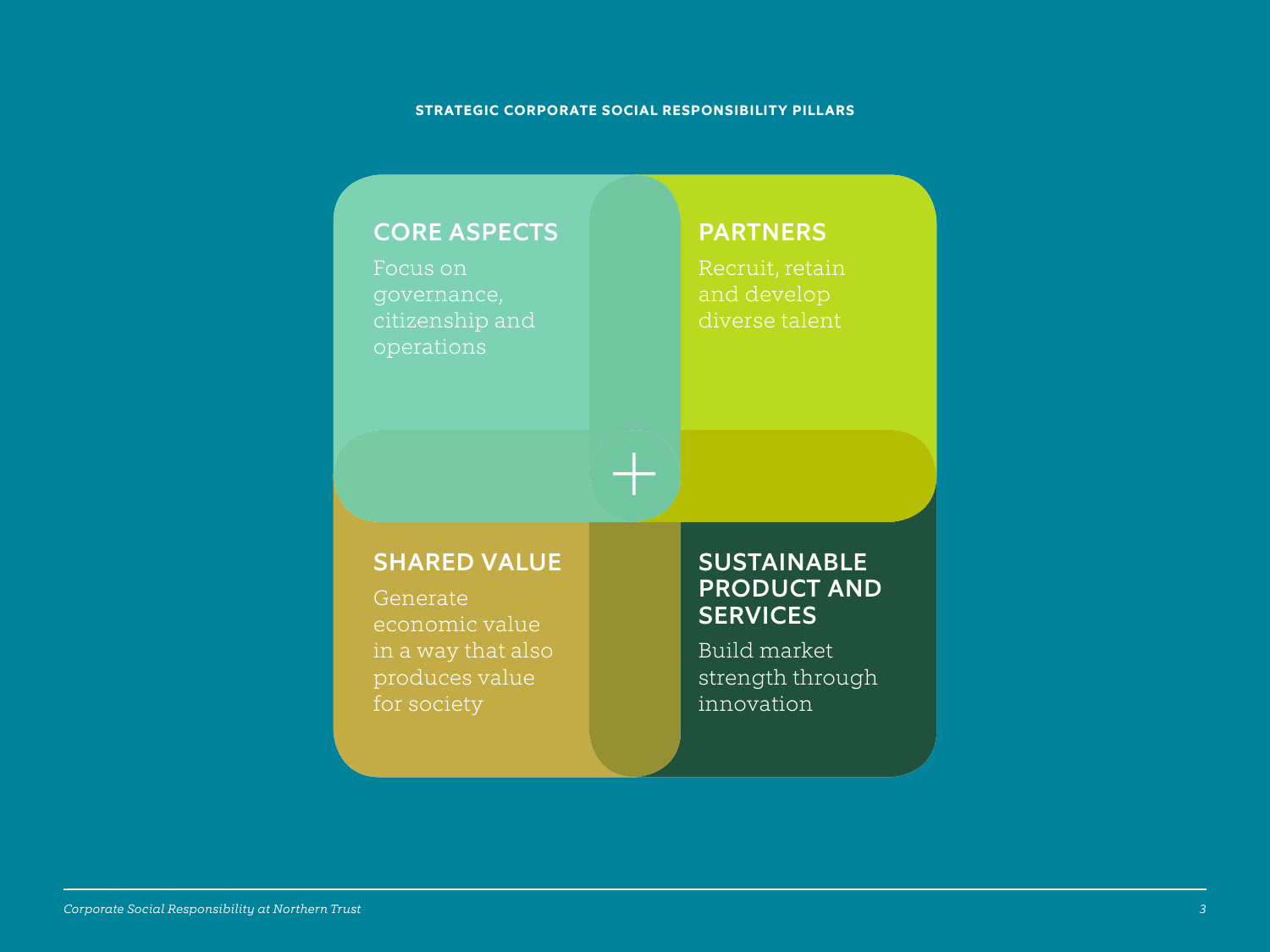## STRATEGIC CORPORATE SOCIAL RESPONSIBILITY PILLARS

### CORE ASPECTS

Focus on governance, citizenship and operations

### PARTNERS

Recruit, retain and develop diverse talent

### SHARED VALUE

Generate economic value in a way that also produces value for society

### SUSTAINABLE PRODUCT AND SERVICES

Build market strength through innovation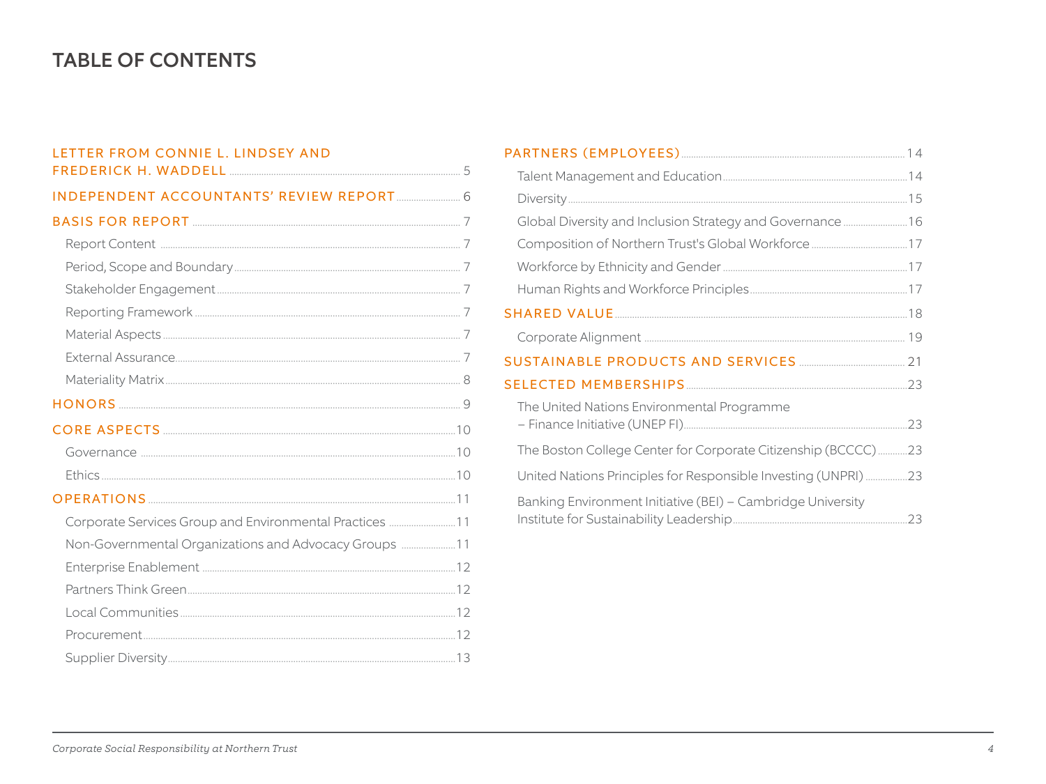# TABLE OF CONTENTS

- LETTER FROM CONNIE L. LINDSEY AND FREDERICK H. WADDELL ..... 5
- INDEPENDENT ACCOUNTANTS' REVIEW REPORT ..... 6
- BASIS FOR REPORT ..... 7
  - Report Content ..... 7
  - Period, Scope and Boundary ..... 7
  - Stakeholder Engagement ..... 7
  - Reporting Framework ..... 7
  - Material Aspects ..... 7
  - External Assurance ..... 7
  - Materiality Matrix ..... 8
- HONORS ..... 9
- CORE ASPECTS ..... 10
  - Governance ..... 10
  - Ethics ..... 10
- OPERATIONS ..... 11
  - Corporate Services Group and Environmental Practices ..... 11
  - Non-Governmental Organizations and Advocacy Groups ..... 11
  - Enterprise Enablement ..... 12
  - Partners Think Green ..... 12
  - Local Communities ..... 12
  - Procurement ..... 12
  - Supplier Diversity ..... 13
- PARTNERS (EMPLOYEES) ..... 14
  - Talent Management and Education ..... 14
  - Diversity ..... 15
  - Global Diversity and Inclusion Strategy and Governance ..... 16
  - Composition of Northern Trust's Global Workforce ..... 17
  - Workforce by Ethnicity and Gender ..... 17
  - Human Rights and Workforce Principles ..... 17
- SHARED VALUE ..... 18
  - Corporate Alignment ..... 19
- SUSTAINABLE PRODUCTS AND SERVICES ..... 21
- SELECTED MEMBERSHIPS ..... 23
  - The United Nations Environmental Programme – Finance Initiative (UNEP FI) ..... 23
  - The Boston College Center for Corporate Citizenship (BCCCC) ..... 23
  - United Nations Principles for Responsible Investing (UNPRI) ..... 23
  - Banking Environment Initiative (BEI) – Cambridge University Institute for Sustainability Leadership ..... 23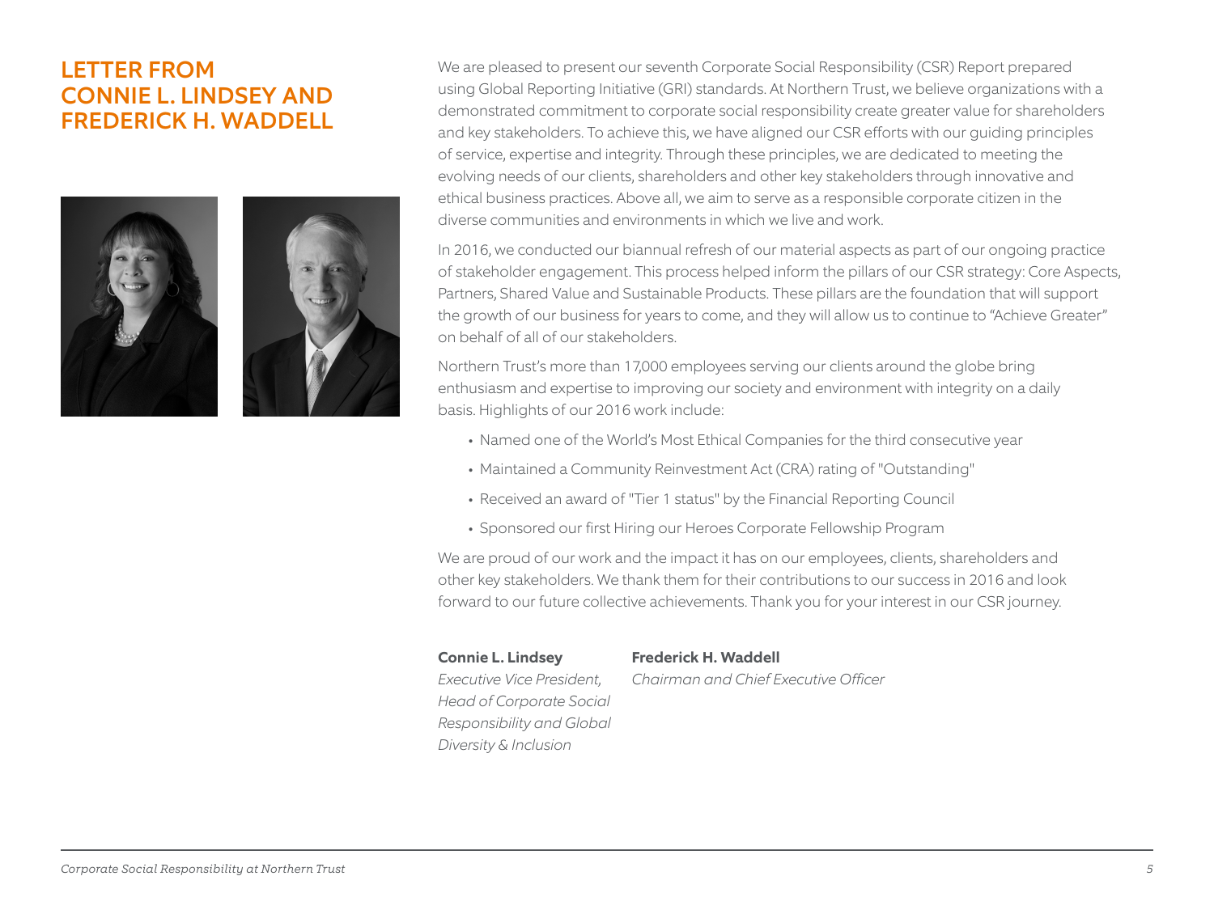# LETTER FROM CONNIE L. LINDSEY AND FREDERICK H. WADDELL

We are pleased to present our seventh Corporate Social Responsibility (CSR) Report prepared using Global Reporting Initiative (GRI) standards. At Northern Trust, we believe organizations with a demonstrated commitment to corporate social responsibility create greater value for shareholders and key stakeholders. To achieve this, we have aligned our CSR efforts with our guiding principles of service, expertise and integrity. Through these principles, we are dedicated to meeting the evolving needs of our clients, shareholders and other key stakeholders through innovative and ethical business practices. Above all, we aim to serve as a responsible corporate citizen in the diverse communities and environments in which we live and work.

In 2016, we conducted our biannual refresh of our material aspects as part of our ongoing practice of stakeholder engagement. This process helped inform the pillars of our CSR strategy: Core Aspects, Partners, Shared Value and Sustainable Products. These pillars are the foundation that will support the growth of our business for years to come, and they will allow us to continue to "Achieve Greater" on behalf of all of our stakeholders.

Northern Trust's more than 17,000 employees serving our clients around the globe bring enthusiasm and expertise to improving our society and environment with integrity on a daily basis. Highlights of our 2016 work include:

- Named one of the World's Most Ethical Companies for the third consecutive year
- Maintained a Community Reinvestment Act (CRA) rating of "Outstanding"
- Received an award of "Tier 1 status" by the Financial Reporting Council
- Sponsored our first Hiring our Heroes Corporate Fellowship Program

We are proud of our work and the impact it has on our employees, clients, shareholders and other key stakeholders. We thank them for their contributions to our success in 2016 and look forward to our future collective achievements. Thank you for your interest in our CSR journey.

**Connie L. Lindsey**
*Executive Vice President, Head of Corporate Social Responsibility and Global Diversity & Inclusion*

**Frederick H. Waddell**
*Chairman and Chief Executive Officer*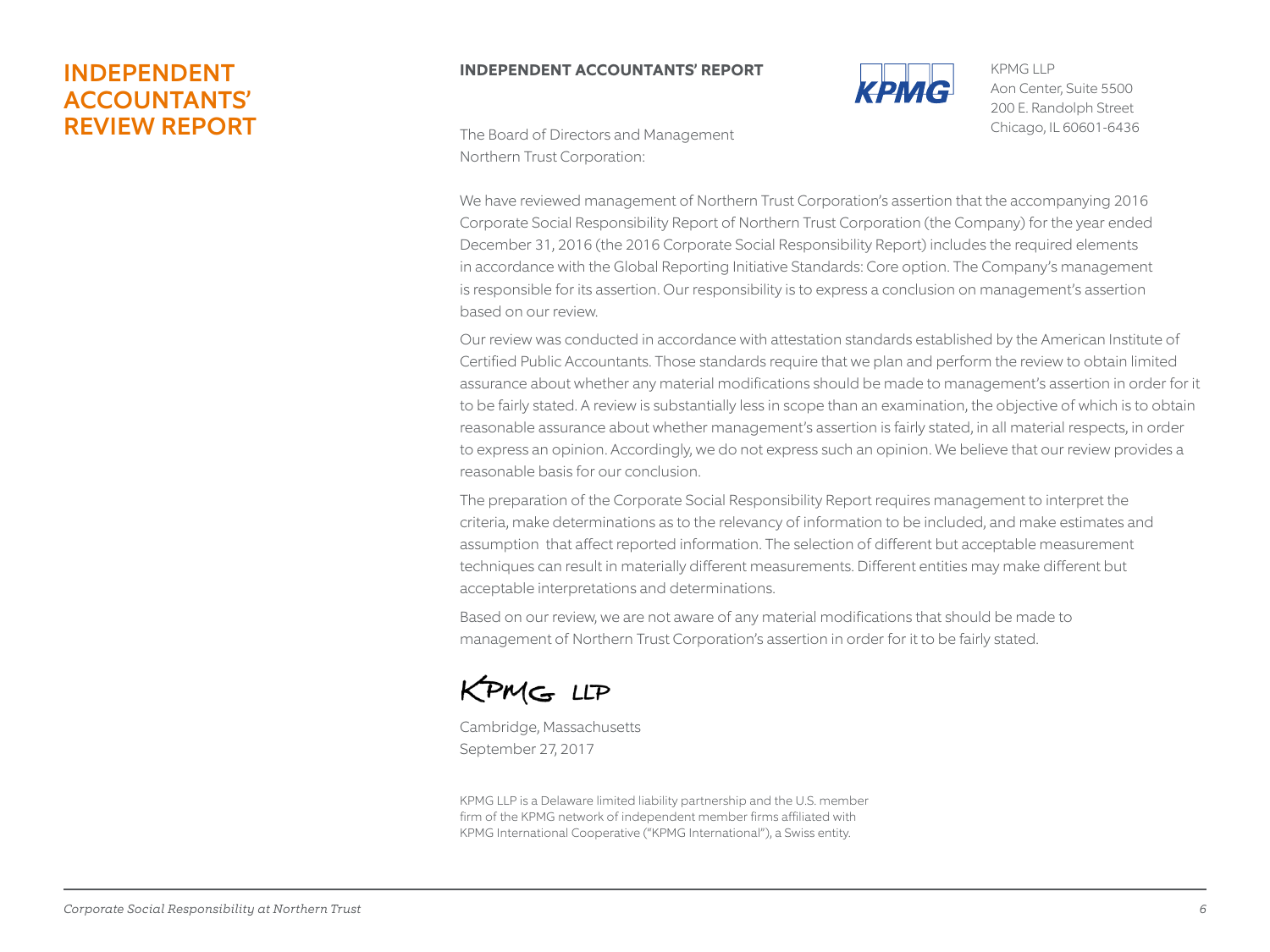# INDEPENDENT ACCOUNTANTS' REVIEW REPORT

**INDEPENDENT ACCOUNTANTS' REPORT**

KPMG LLP
Aon Center, Suite 5500
200 E. Randolph Street
Chicago, IL 60601-6436

The Board of Directors and Management
Northern Trust Corporation:

We have reviewed management of Northern Trust Corporation's assertion that the accompanying 2016 Corporate Social Responsibility Report of Northern Trust Corporation (the Company) for the year ended December 31, 2016 (the 2016 Corporate Social Responsibility Report) includes the required elements in accordance with the Global Reporting Initiative Standards: Core option. The Company's management is responsible for its assertion. Our responsibility is to express a conclusion on management's assertion based on our review.

Our review was conducted in accordance with attestation standards established by the American Institute of Certified Public Accountants. Those standards require that we plan and perform the review to obtain limited assurance about whether any material modifications should be made to management's assertion in order for it to be fairly stated. A review is substantially less in scope than an examination, the objective of which is to obtain reasonable assurance about whether management's assertion is fairly stated, in all material respects, in order to express an opinion. Accordingly, we do not express such an opinion. We believe that our review provides a reasonable basis for our conclusion.

The preparation of the Corporate Social Responsibility Report requires management to interpret the criteria, make determinations as to the relevancy of information to be included, and make estimates and assumption that affect reported information. The selection of different but acceptable measurement techniques can result in materially different measurements. Different entities may make different but acceptable interpretations and determinations.

Based on our review, we are not aware of any material modifications that should be made to management of Northern Trust Corporation's assertion in order for it to be fairly stated.

KPMG LLP

Cambridge, Massachusetts
September 27, 2017

KPMG LLP is a Delaware limited liability partnership and the U.S. member firm of the KPMG network of independent member firms affiliated with KPMG International Cooperative ("KPMG International"), a Swiss entity.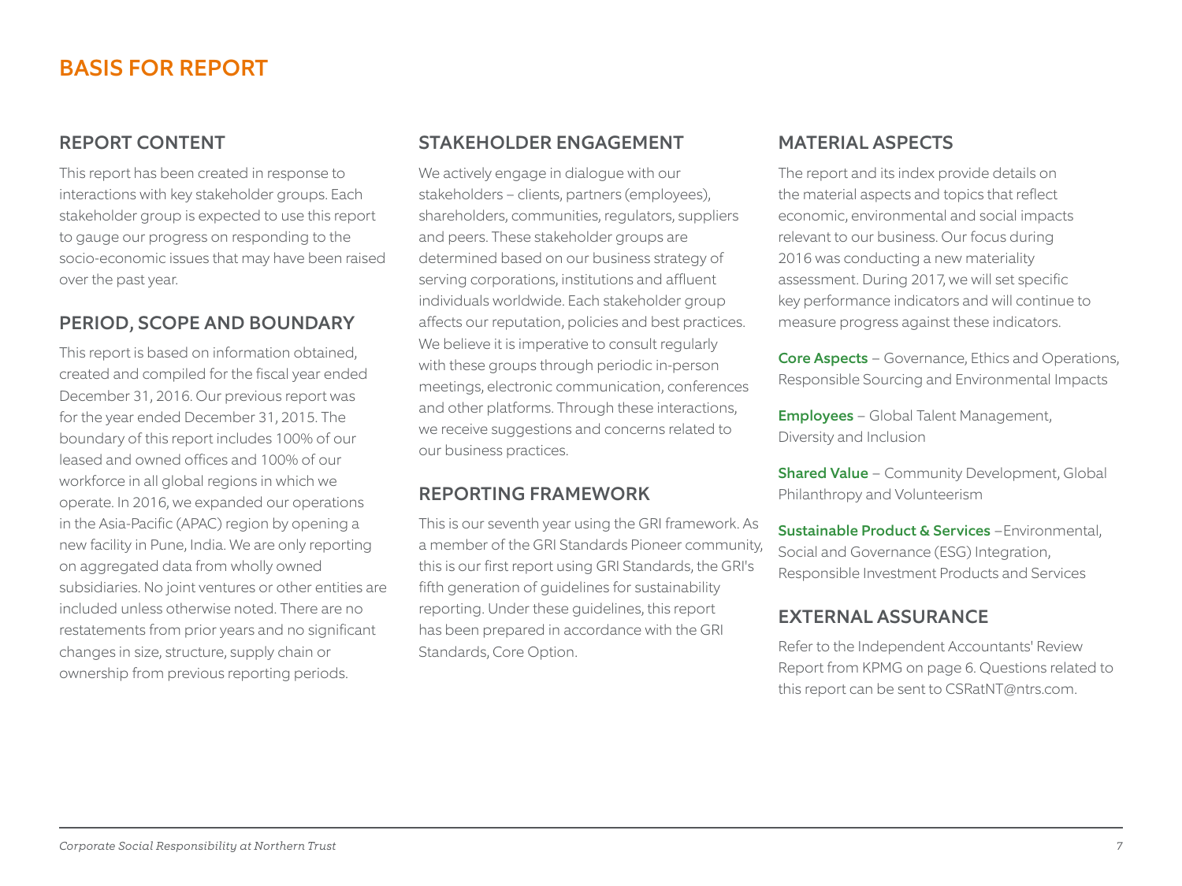# BASIS FOR REPORT

## REPORT CONTENT

This report has been created in response to interactions with key stakeholder groups. Each stakeholder group is expected to use this report to gauge our progress on responding to the socio-economic issues that may have been raised over the past year.

## PERIOD, SCOPE AND BOUNDARY

This report is based on information obtained, created and compiled for the fiscal year ended December 31, 2016. Our previous report was for the year ended December 31, 2015. The boundary of this report includes 100% of our leased and owned offices and 100% of our workforce in all global regions in which we operate. In 2016, we expanded our operations in the Asia-Pacific (APAC) region by opening a new facility in Pune, India. We are only reporting on aggregated data from wholly owned subsidiaries. No joint ventures or other entities are included unless otherwise noted. There are no restatements from prior years and no significant changes in size, structure, supply chain or ownership from previous reporting periods.

## STAKEHOLDER ENGAGEMENT

We actively engage in dialogue with our stakeholders – clients, partners (employees), shareholders, communities, regulators, suppliers and peers. These stakeholder groups are determined based on our business strategy of serving corporations, institutions and affluent individuals worldwide. Each stakeholder group affects our reputation, policies and best practices. We believe it is imperative to consult regularly with these groups through periodic in-person meetings, electronic communication, conferences and other platforms. Through these interactions, we receive suggestions and concerns related to our business practices.

## REPORTING FRAMEWORK

This is our seventh year using the GRI framework. As a member of the GRI Standards Pioneer community, this is our first report using GRI Standards, the GRI's fifth generation of guidelines for sustainability reporting. Under these guidelines, this report has been prepared in accordance with the GRI Standards, Core Option.

## MATERIAL ASPECTS

The report and its index provide details on the material aspects and topics that reflect economic, environmental and social impacts relevant to our business. Our focus during 2016 was conducting a new materiality assessment. During 2017, we will set specific key performance indicators and will continue to measure progress against these indicators.

**Core Aspects** – Governance, Ethics and Operations, Responsible Sourcing and Environmental Impacts

**Employees** – Global Talent Management, Diversity and Inclusion

**Shared Value** – Community Development, Global Philanthropy and Volunteerism

**Sustainable Product & Services** –Environmental, Social and Governance (ESG) Integration, Responsible Investment Products and Services

## EXTERNAL ASSURANCE

Refer to the Independent Accountants' Review Report from KPMG on page 6. Questions related to this report can be sent to CSRatNT@ntrs.com.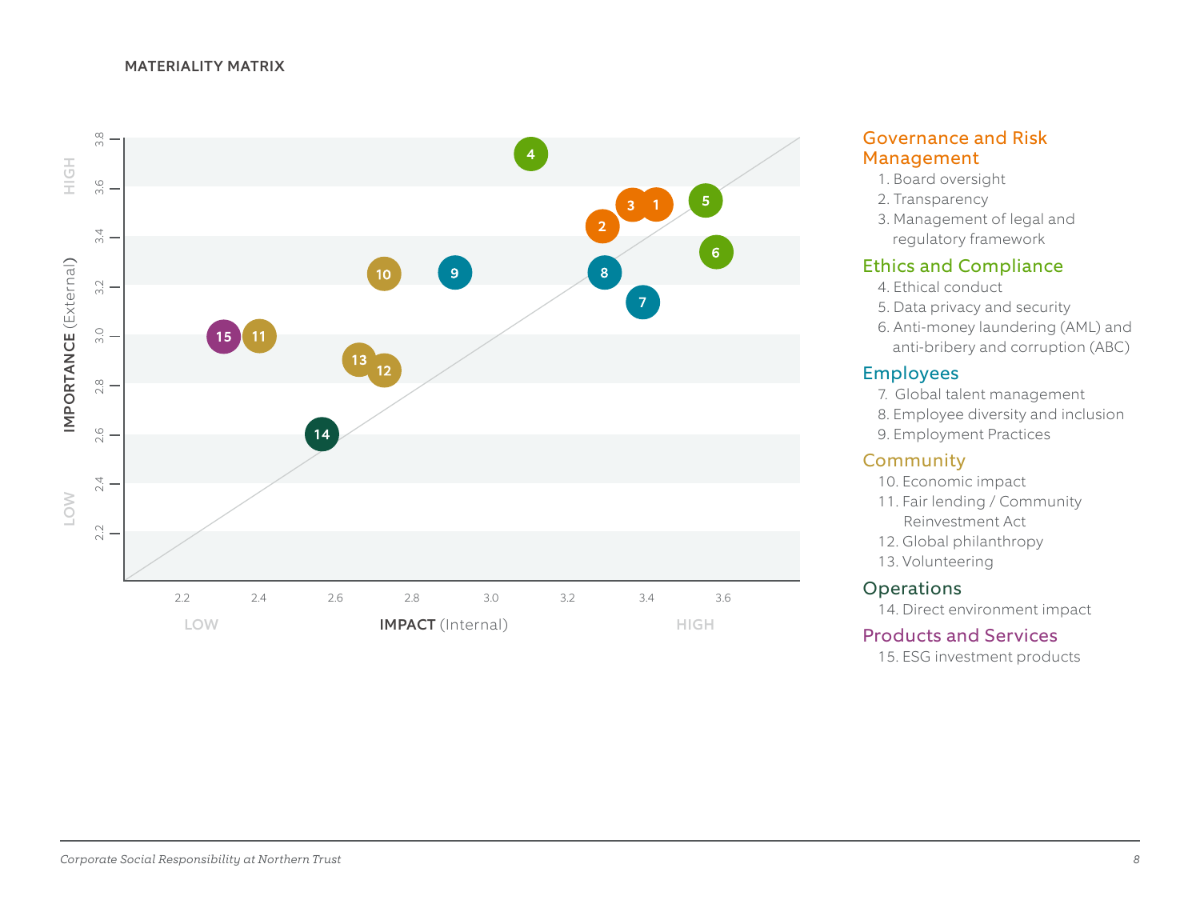MATERIALITY MATRIX

IMPORTANCE (External) — HIGH / LOW

IMPACT (Internal) — LOW / HIGH

Governance and Risk Management

1. Board oversight
2. Transparency
3. Management of legal and regulatory framework

Ethics and Compliance

4. Ethical conduct
5. Data privacy and security
6. Anti-money laundering (AML) and anti-bribery and corruption (ABC)

Employees

7. Global talent management
8. Employee diversity and inclusion
9. Employment Practices

Community

10. Economic impact
11. Fair lending / Community Reinvestment Act
12. Global philanthropy
13. Volunteering

Operations

14. Direct environment impact

Products and Services

15. ESG investment products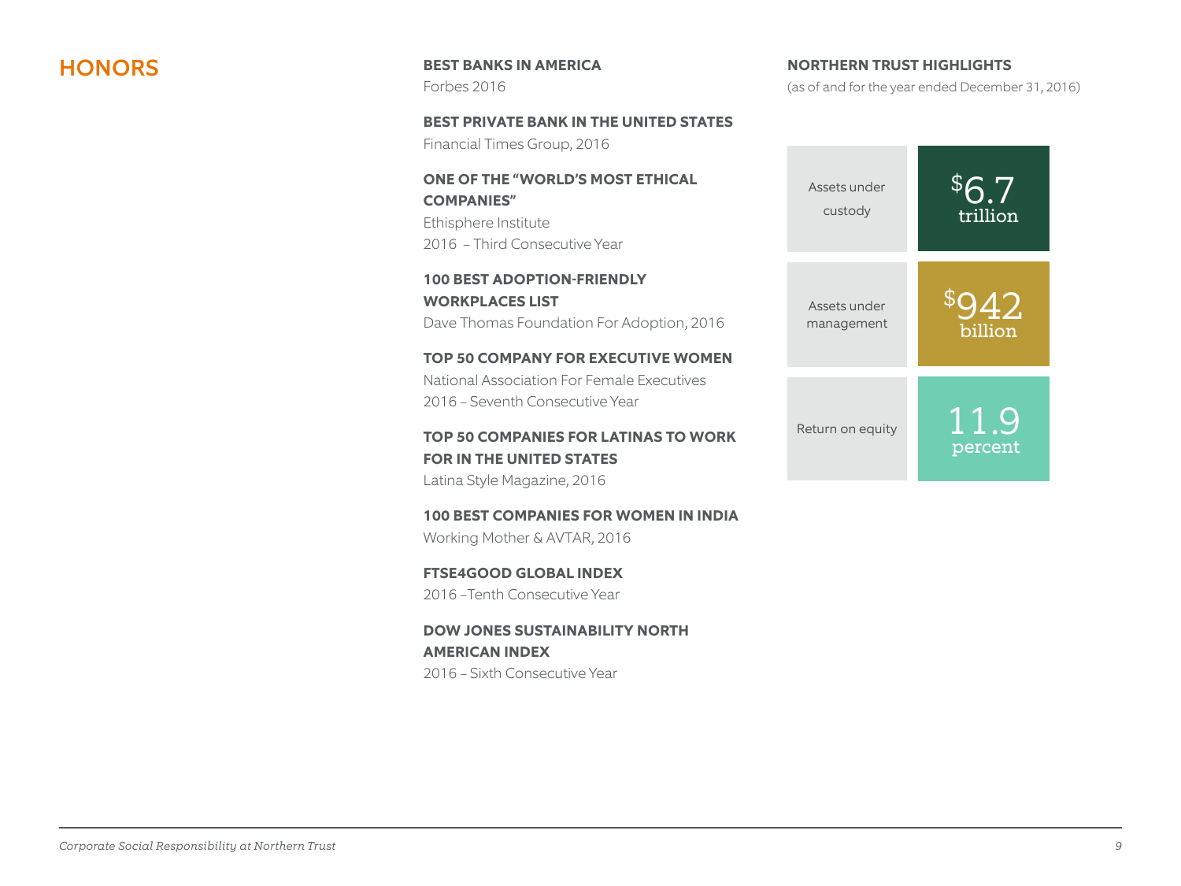## HONORS

**BEST BANKS IN AMERICA**
Forbes 2016

**BEST PRIVATE BANK IN THE UNITED STATES**
Financial Times Group, 2016

**ONE OF THE "WORLD'S MOST ETHICAL COMPANIES"**
Ethisphere Institute
2016 – Third Consecutive Year

**100 BEST ADOPTION-FRIENDLY WORKPLACES LIST**
Dave Thomas Foundation For Adoption, 2016

**TOP 50 COMPANY FOR EXECUTIVE WOMEN**
National Association For Female Executives
2016 – Seventh Consecutive Year

**TOP 50 COMPANIES FOR LATINAS TO WORK FOR IN THE UNITED STATES**
Latina Style Magazine, 2016

**100 BEST COMPANIES FOR WOMEN IN INDIA**
Working Mother & AVTAR, 2016

**FTSE4GOOD GLOBAL INDEX**
2016 –Tenth Consecutive Year

**DOW JONES SUSTAINABILITY NORTH AMERICAN INDEX**
2016 – Sixth Consecutive Year

**NORTHERN TRUST HIGHLIGHTS**
(as of and for the year ended December 31, 2016)

| | |
|---|---|
| Assets under custody | $6.7 trillion |
| Assets under management | $942 billion |
| Return on equity | 11.9 percent |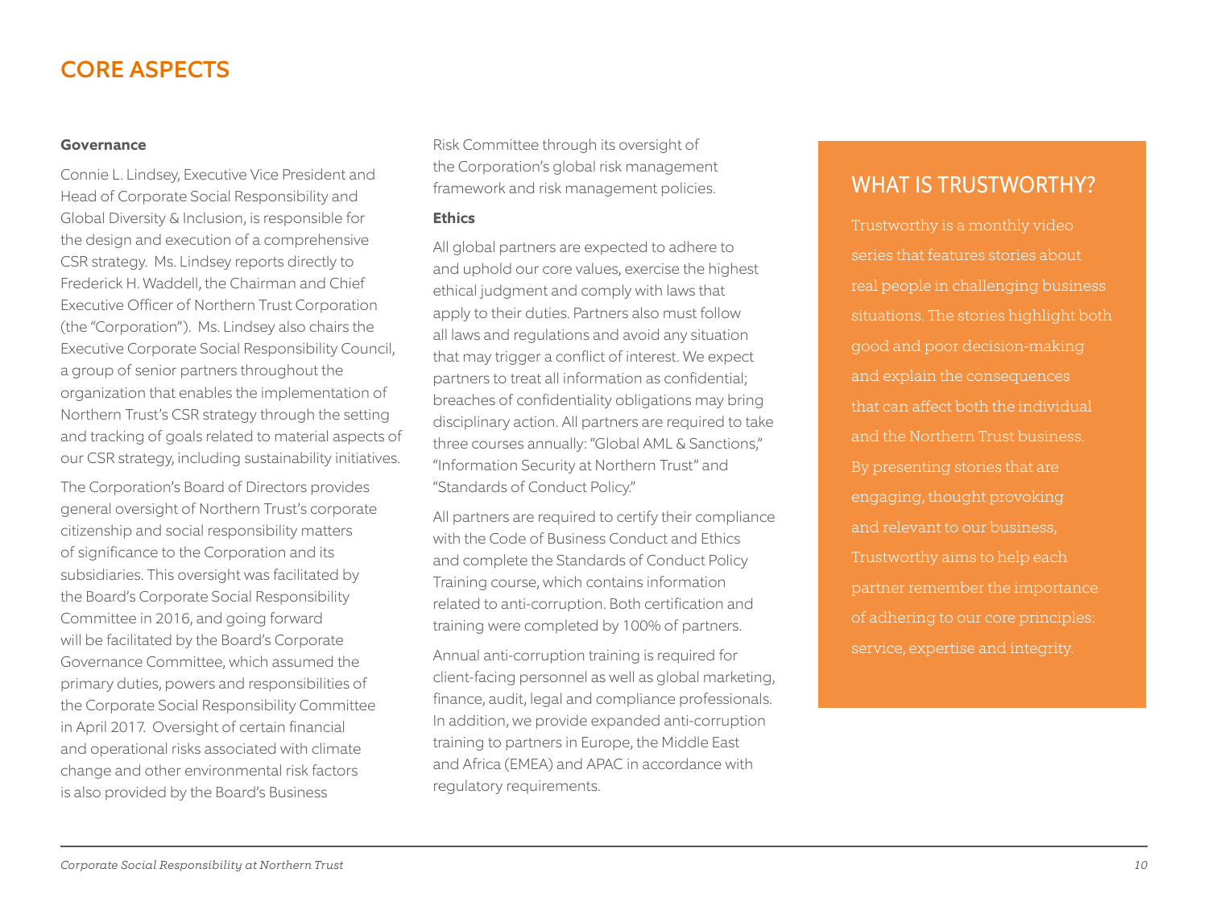# CORE ASPECTS

**Governance**

Connie L. Lindsey, Executive Vice President and Head of Corporate Social Responsibility and Global Diversity & Inclusion, is responsible for the design and execution of a comprehensive CSR strategy. Ms. Lindsey reports directly to Frederick H. Waddell, the Chairman and Chief Executive Officer of Northern Trust Corporation (the "Corporation"). Ms. Lindsey also chairs the Executive Corporate Social Responsibility Council, a group of senior partners throughout the organization that enables the implementation of Northern Trust's CSR strategy through the setting and tracking of goals related to material aspects of our CSR strategy, including sustainability initiatives.

The Corporation's Board of Directors provides general oversight of Northern Trust's corporate citizenship and social responsibility matters of significance to the Corporation and its subsidiaries. This oversight was facilitated by the Board's Corporate Social Responsibility Committee in 2016, and going forward will be facilitated by the Board's Corporate Governance Committee, which assumed the primary duties, powers and responsibilities of the Corporate Social Responsibility Committee in April 2017. Oversight of certain financial and operational risks associated with climate change and other environmental risk factors is also provided by the Board's Business Risk Committee through its oversight of the Corporation's global risk management framework and risk management policies.

**Ethics**

All global partners are expected to adhere to and uphold our core values, exercise the highest ethical judgment and comply with laws that apply to their duties. Partners also must follow all laws and regulations and avoid any situation that may trigger a conflict of interest. We expect partners to treat all information as confidential; breaches of confidentiality obligations may bring disciplinary action. All partners are required to take three courses annually: "Global AML & Sanctions," "Information Security at Northern Trust" and "Standards of Conduct Policy."

All partners are required to certify their compliance with the Code of Business Conduct and Ethics and complete the Standards of Conduct Policy Training course, which contains information related to anti-corruption. Both certification and training were completed by 100% of partners.

Annual anti-corruption training is required for client-facing personnel as well as global marketing, finance, audit, legal and compliance professionals. In addition, we provide expanded anti-corruption training to partners in Europe, the Middle East and Africa (EMEA) and APAC in accordance with regulatory requirements.

## WHAT IS TRUSTWORTHY?

Trustworthy is a monthly video series that features stories about real people in challenging business situations. The stories highlight both good and poor decision-making and explain the consequences that can affect both the individual and the Northern Trust business. By presenting stories that are engaging, thought provoking and relevant to our business, Trustworthy aims to help each partner remember the importance of adhering to our core principles: service, expertise and integrity.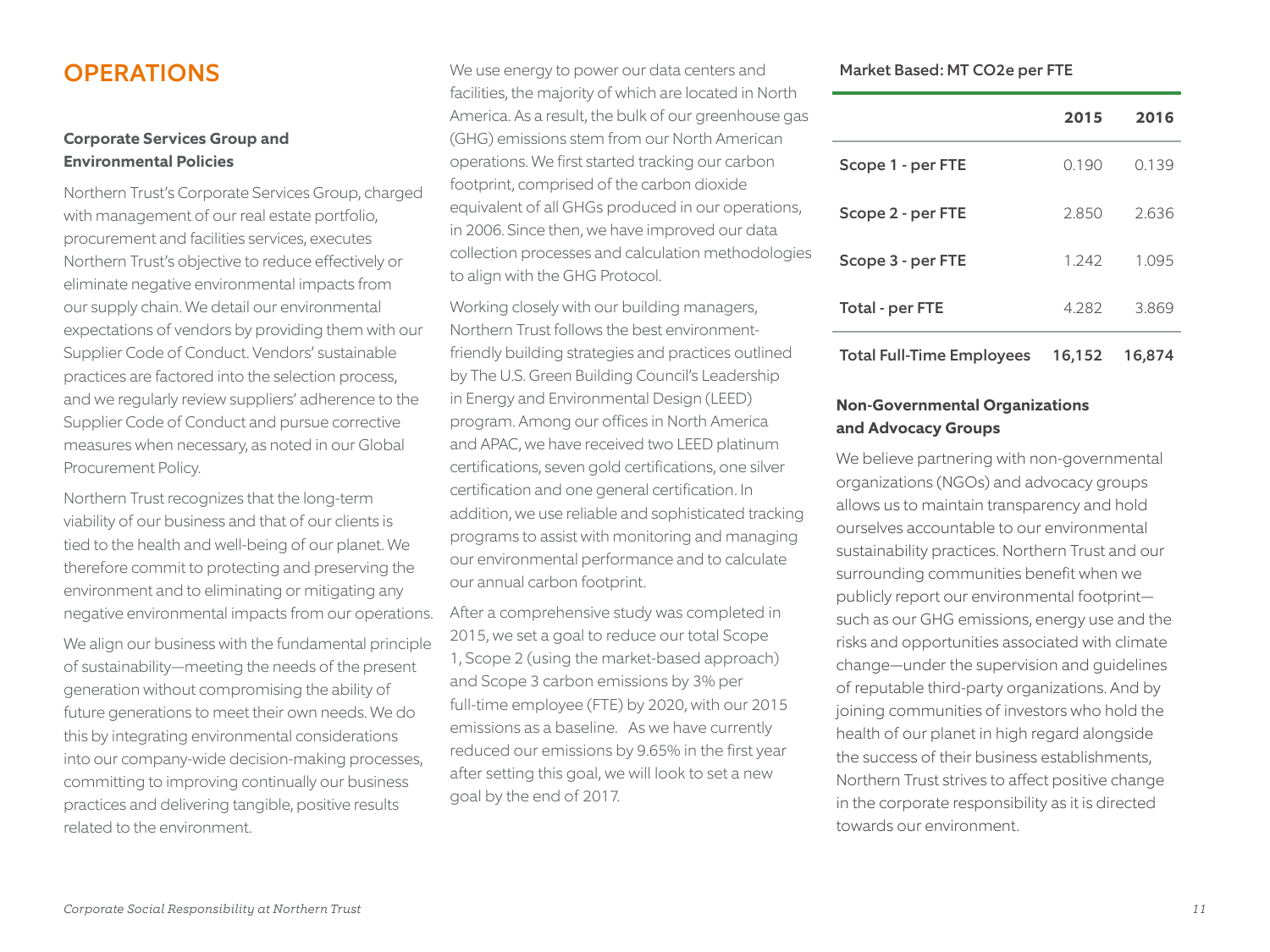# OPERATIONS

### Corporate Services Group and Environmental Policies

Northern Trust's Corporate Services Group, charged with management of our real estate portfolio, procurement and facilities services, executes Northern Trust's objective to reduce effectively or eliminate negative environmental impacts from our supply chain. We detail our environmental expectations of vendors by providing them with our Supplier Code of Conduct. Vendors' sustainable practices are factored into the selection process, and we regularly review suppliers' adherence to the Supplier Code of Conduct and pursue corrective measures when necessary, as noted in our Global Procurement Policy.

Northern Trust recognizes that the long-term viability of our business and that of our clients is tied to the health and well-being of our planet. We therefore commit to protecting and preserving the environment and to eliminating or mitigating any negative environmental impacts from our operations.

We align our business with the fundamental principle of sustainability—meeting the needs of the present generation without compromising the ability of future generations to meet their own needs. We do this by integrating environmental considerations into our company-wide decision-making processes, committing to improving continually our business practices and delivering tangible, positive results related to the environment.

We use energy to power our data centers and facilities, the majority of which are located in North America. As a result, the bulk of our greenhouse gas (GHG) emissions stem from our North American operations. We first started tracking our carbon footprint, comprised of the carbon dioxide equivalent of all GHGs produced in our operations, in 2006. Since then, we have improved our data collection processes and calculation methodologies to align with the GHG Protocol.

Working closely with our building managers, Northern Trust follows the best environment-friendly building strategies and practices outlined by The U.S. Green Building Council's Leadership in Energy and Environmental Design (LEED) program. Among our offices in North America and APAC, we have received two LEED platinum certifications, seven gold certifications, one silver certification and one general certification. In addition, we use reliable and sophisticated tracking programs to assist with monitoring and managing our environmental performance and to calculate our annual carbon footprint.

After a comprehensive study was completed in 2015, we set a goal to reduce our total Scope 1, Scope 2 (using the market-based approach) and Scope 3 carbon emissions by 3% per full-time employee (FTE) by 2020, with our 2015 emissions as a baseline. As we have currently reduced our emissions by 9.65% in the first year after setting this goal, we will look to set a new goal by the end of 2017.

**Market Based: MT CO2e per FTE**

| | **2015** | **2016** |
|---|---|---|
| **Scope 1 - per FTE** | 0.190 | 0.139 |
| **Scope 2 - per FTE** | 2.850 | 2.636 |
| **Scope 3 - per FTE** | 1.242 | 1.095 |
| **Total - per FTE** | 4.282 | 3.869 |
| **Total Full-Time Employees** | **16,152** | **16,874** |

### Non-Governmental Organizations and Advocacy Groups

We believe partnering with non-governmental organizations (NGOs) and advocacy groups allows us to maintain transparency and hold ourselves accountable to our environmental sustainability practices. Northern Trust and our surrounding communities benefit when we publicly report our environmental footprint—such as our GHG emissions, energy use and the risks and opportunities associated with climate change—under the supervision and guidelines of reputable third-party organizations. And by joining communities of investors who hold the health of our planet in high regard alongside the success of their business establishments, Northern Trust strives to affect positive change in the corporate responsibility as it is directed towards our environment.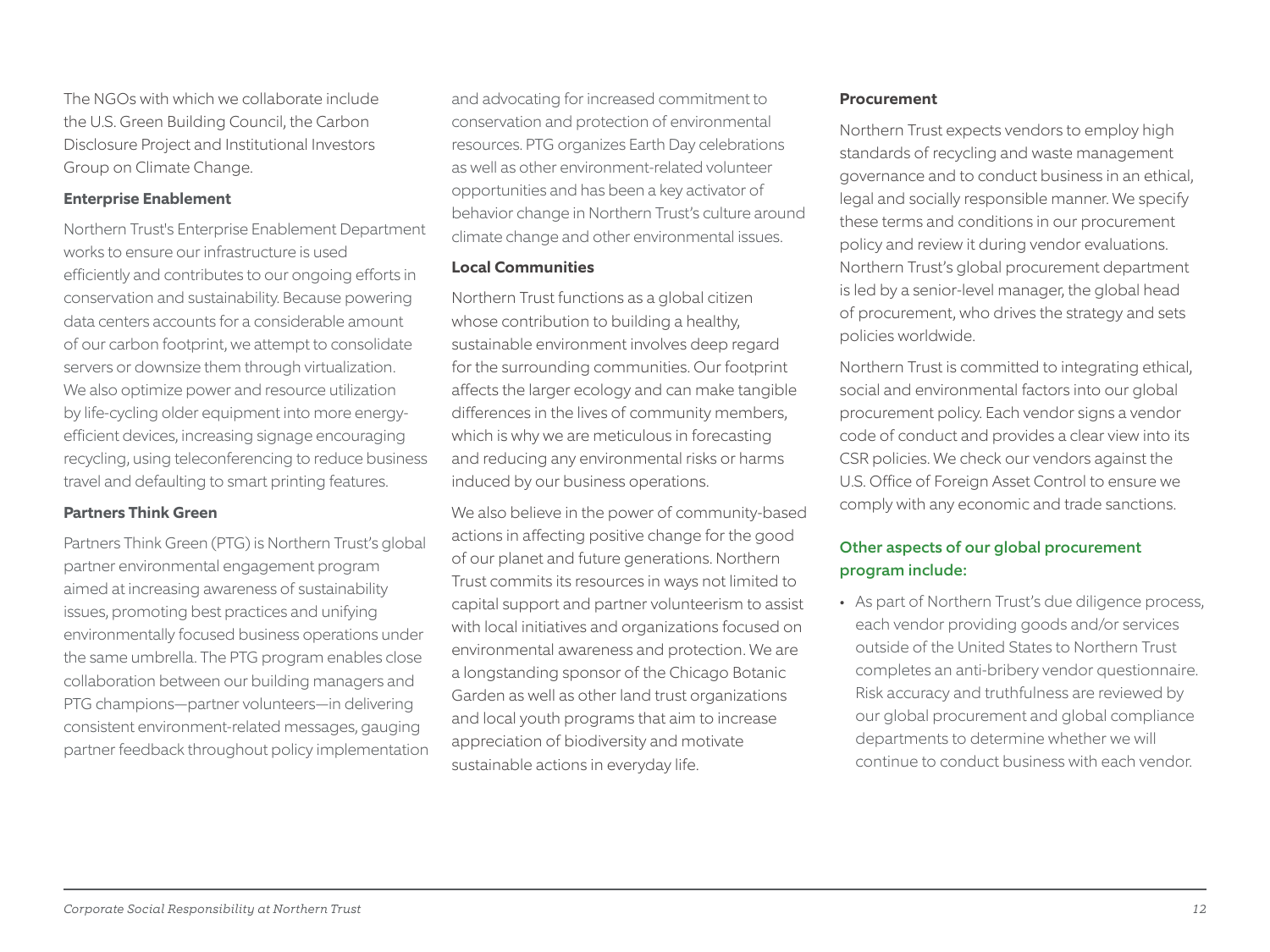The NGOs with which we collaborate include the U.S. Green Building Council, the Carbon Disclosure Project and Institutional Investors Group on Climate Change.

**Enterprise Enablement**

Northern Trust's Enterprise Enablement Department works to ensure our infrastructure is used efficiently and contributes to our ongoing efforts in conservation and sustainability. Because powering data centers accounts for a considerable amount of our carbon footprint, we attempt to consolidate servers or downsize them through virtualization. We also optimize power and resource utilization by life-cycling older equipment into more energy-efficient devices, increasing signage encouraging recycling, using teleconferencing to reduce business travel and defaulting to smart printing features.

**Partners Think Green**

Partners Think Green (PTG) is Northern Trust's global partner environmental engagement program aimed at increasing awareness of sustainability issues, promoting best practices and unifying environmentally focused business operations under the same umbrella. The PTG program enables close collaboration between our building managers and PTG champions—partner volunteers—in delivering consistent environment-related messages, gauging partner feedback throughout policy implementation and advocating for increased commitment to conservation and protection of environmental resources. PTG organizes Earth Day celebrations as well as other environment-related volunteer opportunities and has been a key activator of behavior change in Northern Trust's culture around climate change and other environmental issues.

**Local Communities**

Northern Trust functions as a global citizen whose contribution to building a healthy, sustainable environment involves deep regard for the surrounding communities. Our footprint affects the larger ecology and can make tangible differences in the lives of community members, which is why we are meticulous in forecasting and reducing any environmental risks or harms induced by our business operations.

We also believe in the power of community-based actions in affecting positive change for the good of our planet and future generations. Northern Trust commits its resources in ways not limited to capital support and partner volunteerism to assist with local initiatives and organizations focused on environmental awareness and protection. We are a longstanding sponsor of the Chicago Botanic Garden as well as other land trust organizations and local youth programs that aim to increase appreciation of biodiversity and motivate sustainable actions in everyday life.

**Procurement**

Northern Trust expects vendors to employ high standards of recycling and waste management governance and to conduct business in an ethical, legal and socially responsible manner. We specify these terms and conditions in our procurement policy and review it during vendor evaluations. Northern Trust's global procurement department is led by a senior-level manager, the global head of procurement, who drives the strategy and sets policies worldwide.

Northern Trust is committed to integrating ethical, social and environmental factors into our global procurement policy. Each vendor signs a vendor code of conduct and provides a clear view into its CSR policies. We check our vendors against the U.S. Office of Foreign Asset Control to ensure we comply with any economic and trade sanctions.

### Other aspects of our global procurement program include:

- As part of Northern Trust's due diligence process, each vendor providing goods and/or services outside of the United States to Northern Trust completes an anti-bribery vendor questionnaire. Risk accuracy and truthfulness are reviewed by our global procurement and global compliance departments to determine whether we will continue to conduct business with each vendor.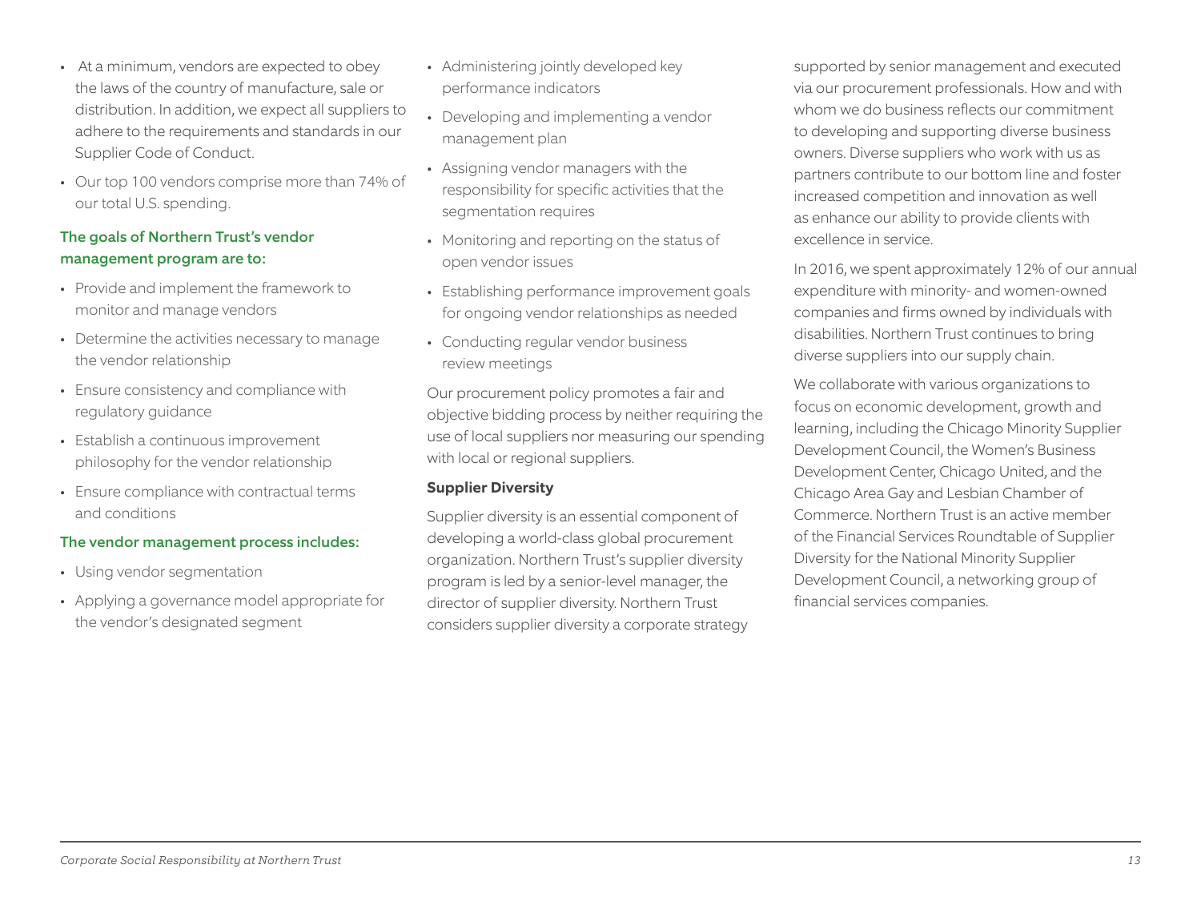- At a minimum, vendors are expected to obey the laws of the country of manufacture, sale or distribution. In addition, we expect all suppliers to adhere to the requirements and standards in our Supplier Code of Conduct.
- Our top 100 vendors comprise more than 74% of our total U.S. spending.

### The goals of Northern Trust's vendor management program are to:

- Provide and implement the framework to monitor and manage vendors
- Determine the activities necessary to manage the vendor relationship
- Ensure consistency and compliance with regulatory guidance
- Establish a continuous improvement philosophy for the vendor relationship
- Ensure compliance with contractual terms and conditions

### The vendor management process includes:

- Using vendor segmentation
- Applying a governance model appropriate for the vendor's designated segment
- Administering jointly developed key performance indicators
- Developing and implementing a vendor management plan
- Assigning vendor managers with the responsibility for specific activities that the segmentation requires
- Monitoring and reporting on the status of open vendor issues
- Establishing performance improvement goals for ongoing vendor relationships as needed
- Conducting regular vendor business review meetings

Our procurement policy promotes a fair and objective bidding process by neither requiring the use of local suppliers nor measuring our spending with local or regional suppliers.

### Supplier Diversity

Supplier diversity is an essential component of developing a world-class global procurement organization. Northern Trust's supplier diversity program is led by a senior-level manager, the director of supplier diversity. Northern Trust considers supplier diversity a corporate strategy supported by senior management and executed via our procurement professionals. How and with whom we do business reflects our commitment to developing and supporting diverse business owners. Diverse suppliers who work with us as partners contribute to our bottom line and foster increased competition and innovation as well as enhance our ability to provide clients with excellence in service.

In 2016, we spent approximately 12% of our annual expenditure with minority- and women-owned companies and firms owned by individuals with disabilities. Northern Trust continues to bring diverse suppliers into our supply chain.

We collaborate with various organizations to focus on economic development, growth and learning, including the Chicago Minority Supplier Development Council, the Women's Business Development Center, Chicago United, and the Chicago Area Gay and Lesbian Chamber of Commerce. Northern Trust is an active member of the Financial Services Roundtable of Supplier Diversity for the National Minority Supplier Development Council, a networking group of financial services companies.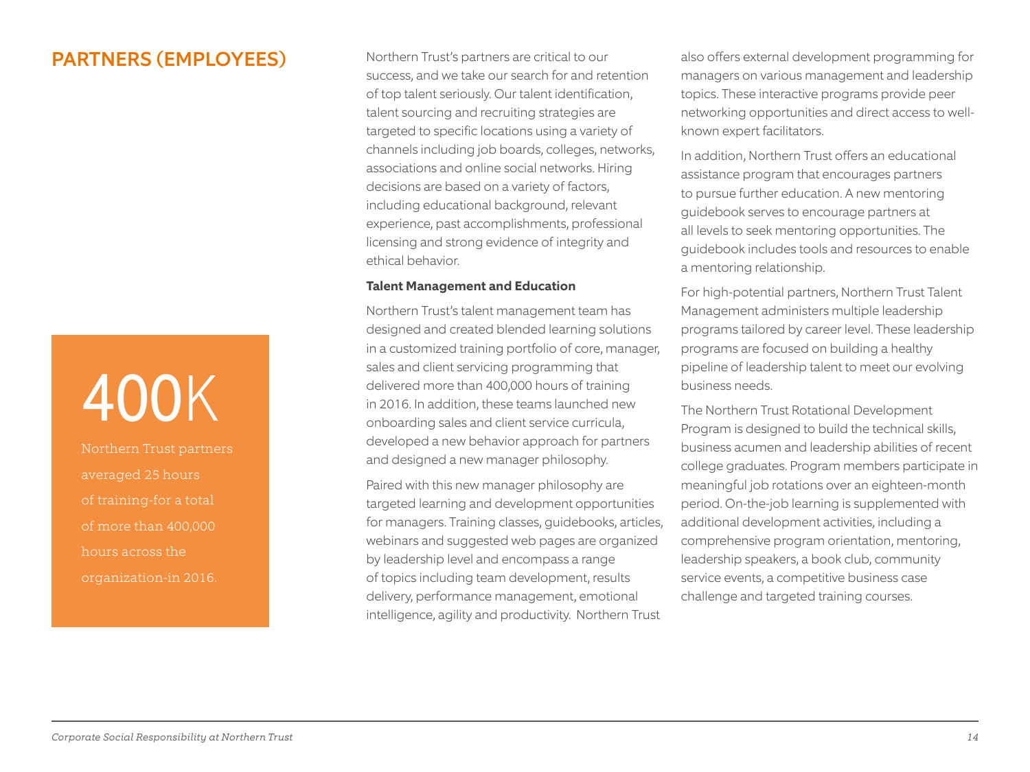## PARTNERS (EMPLOYEES)

400K

Northern Trust partners averaged 25 hours of training-for a total of more than 400,000 hours across the organization-in 2016.

Northern Trust's partners are critical to our success, and we take our search for and retention of top talent seriously. Our talent identification, talent sourcing and recruiting strategies are targeted to specific locations using a variety of channels including job boards, colleges, networks, associations and online social networks. Hiring decisions are based on a variety of factors, including educational background, relevant experience, past accomplishments, professional licensing and strong evidence of integrity and ethical behavior.

**Talent Management and Education**

Northern Trust's talent management team has designed and created blended learning solutions in a customized training portfolio of core, manager, sales and client servicing programming that delivered more than 400,000 hours of training in 2016. In addition, these teams launched new onboarding sales and client service curricula, developed a new behavior approach for partners and designed a new manager philosophy.

Paired with this new manager philosophy are targeted learning and development opportunities for managers. Training classes, guidebooks, articles, webinars and suggested web pages are organized by leadership level and encompass a range of topics including team development, results delivery, performance management, emotional intelligence, agility and productivity. Northern Trust also offers external development programming for managers on various management and leadership topics. These interactive programs provide peer networking opportunities and direct access to well-known expert facilitators.

In addition, Northern Trust offers an educational assistance program that encourages partners to pursue further education. A new mentoring guidebook serves to encourage partners at all levels to seek mentoring opportunities. The guidebook includes tools and resources to enable a mentoring relationship.

For high-potential partners, Northern Trust Talent Management administers multiple leadership programs tailored by career level. These leadership programs are focused on building a healthy pipeline of leadership talent to meet our evolving business needs.

The Northern Trust Rotational Development Program is designed to build the technical skills, business acumen and leadership abilities of recent college graduates. Program members participate in meaningful job rotations over an eighteen-month period. On-the-job learning is supplemented with additional development activities, including a comprehensive program orientation, mentoring, leadership speakers, a book club, community service events, a competitive business case challenge and targeted training courses.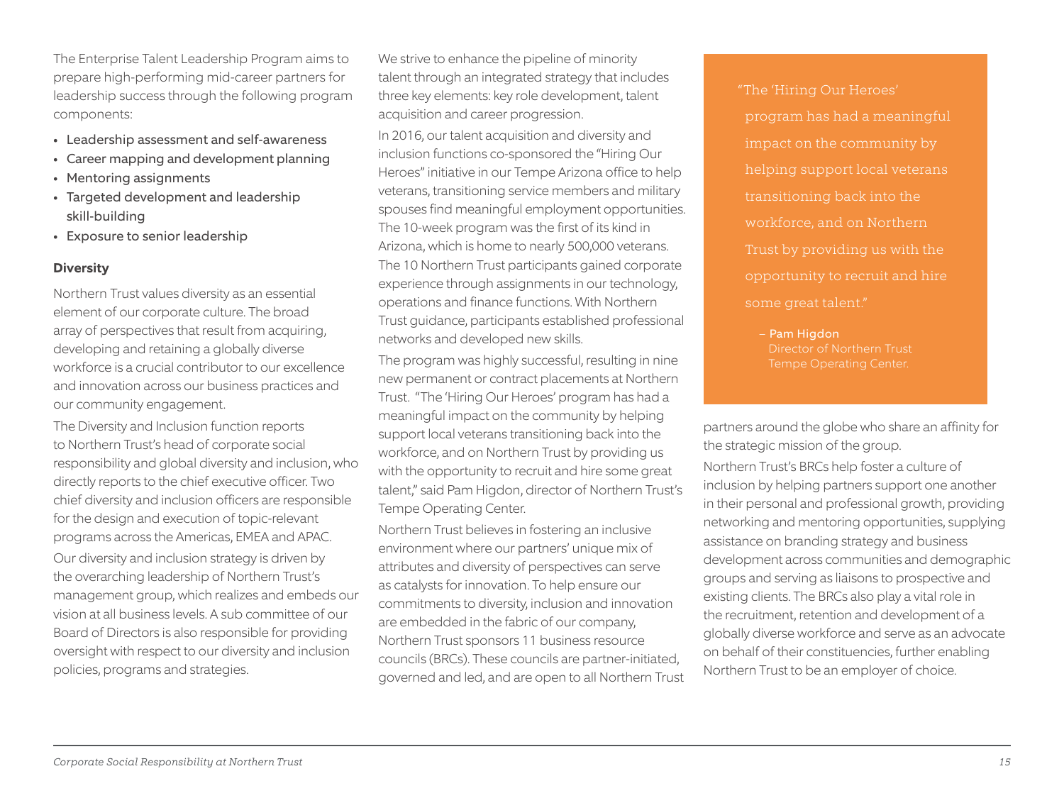The Enterprise Talent Leadership Program aims to prepare high-performing mid-career partners for leadership success through the following program components:

- Leadership assessment and self-awareness
- Career mapping and development planning
- Mentoring assignments
- Targeted development and leadership skill-building
- Exposure to senior leadership

**Diversity**

Northern Trust values diversity as an essential element of our corporate culture. The broad array of perspectives that result from acquiring, developing and retaining a globally diverse workforce is a crucial contributor to our excellence and innovation across our business practices and our community engagement.

The Diversity and Inclusion function reports to Northern Trust's head of corporate social responsibility and global diversity and inclusion, who directly reports to the chief executive officer. Two chief diversity and inclusion officers are responsible for the design and execution of topic-relevant programs across the Americas, EMEA and APAC.

Our diversity and inclusion strategy is driven by the overarching leadership of Northern Trust's management group, which realizes and embeds our vision at all business levels. A sub committee of our Board of Directors is also responsible for providing oversight with respect to our diversity and inclusion policies, programs and strategies.

We strive to enhance the pipeline of minority talent through an integrated strategy that includes three key elements: key role development, talent acquisition and career progression.

In 2016, our talent acquisition and diversity and inclusion functions co-sponsored the "Hiring Our Heroes" initiative in our Tempe Arizona office to help veterans, transitioning service members and military spouses find meaningful employment opportunities. The 10-week program was the first of its kind in Arizona, which is home to nearly 500,000 veterans. The 10 Northern Trust participants gained corporate experience through assignments in our technology, operations and finance functions. With Northern Trust guidance, participants established professional networks and developed new skills.

The program was highly successful, resulting in nine new permanent or contract placements at Northern Trust. "The 'Hiring Our Heroes' program has had a meaningful impact on the community by helping support local veterans transitioning back into the workforce, and on Northern Trust by providing us with the opportunity to recruit and hire some great talent," said Pam Higdon, director of Northern Trust's Tempe Operating Center.

Northern Trust believes in fostering an inclusive environment where our partners' unique mix of attributes and diversity of perspectives can serve as catalysts for innovation. To help ensure our commitments to diversity, inclusion and innovation are embedded in the fabric of our company, Northern Trust sponsors 11 business resource councils (BRCs). These councils are partner-initiated, governed and led, and are open to all Northern Trust partners around the globe who share an affinity for the strategic mission of the group.

> "The 'Hiring Our Heroes' program has had a meaningful impact on the community by helping support local veterans transitioning back into the workforce, and on Northern Trust by providing us with the opportunity to recruit and hire some great talent."
>
> – Pam Higdon
> Director of Northern Trust Tempe Operating Center.

Northern Trust's BRCs help foster a culture of inclusion by helping partners support one another in their personal and professional growth, providing networking and mentoring opportunities, supplying assistance on branding strategy and business development across communities and demographic groups and serving as liaisons to prospective and existing clients. The BRCs also play a vital role in the recruitment, retention and development of a globally diverse workforce and serve as an advocate on behalf of their constituencies, further enabling Northern Trust to be an employer of choice.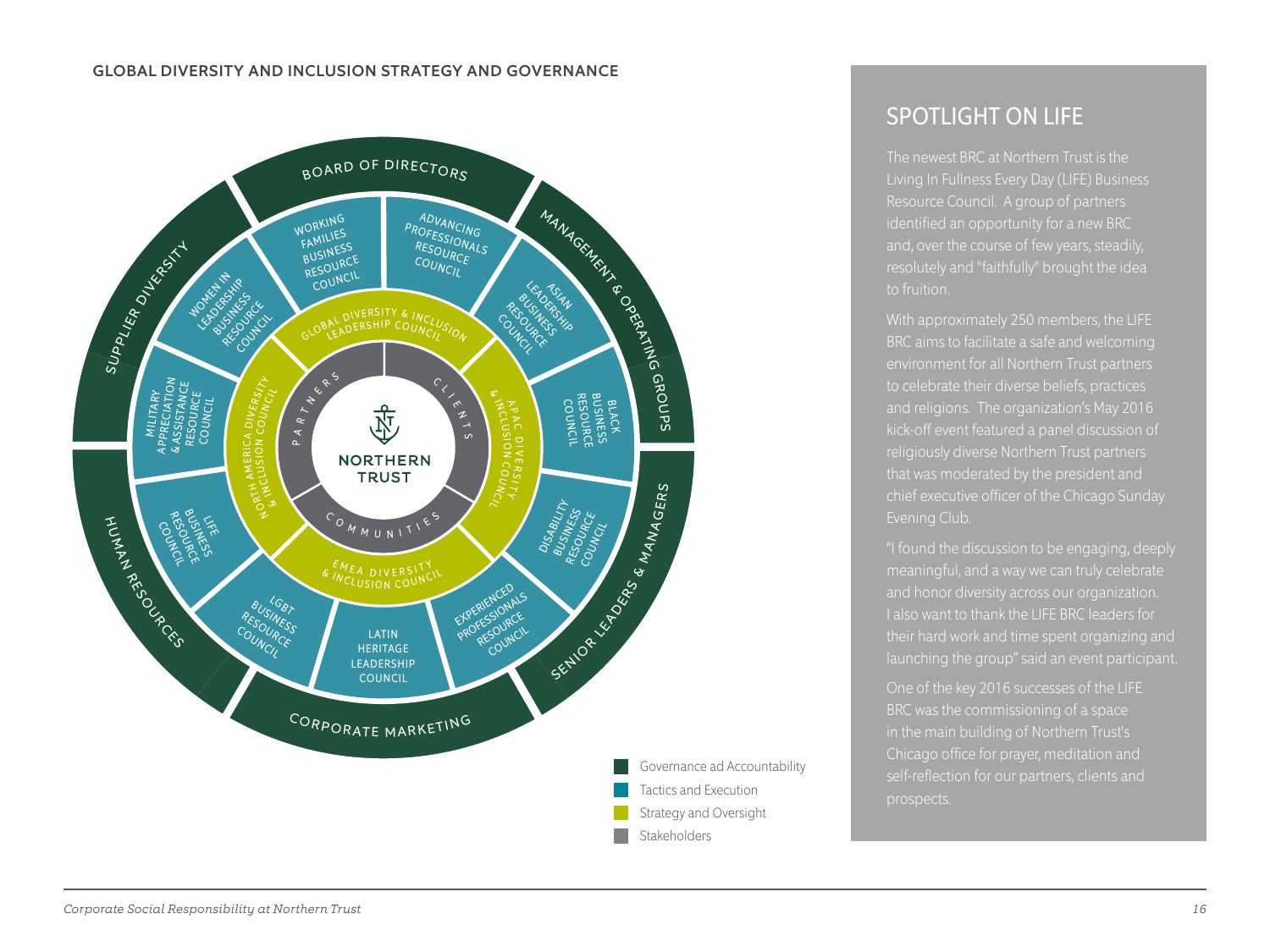## GLOBAL DIVERSITY AND INCLUSION STRATEGY AND GOVERNANCE

BOARD OF DIRECTORS

MANAGEMENT & OPERATING GROUPS

SENIOR LEADERS & MANAGERS

CORPORATE MARKETING

HUMAN RESOURCES

SUPPLIER DIVERSITY

WORKING FAMILIES BUSINESS RESOURCE COUNCIL

ADVANCING PROFESSIONALS RESOURCE COUNCIL

ASIAN LEADERSHIP BUSINESS RESOURCE COUNCIL

BLACK BUSINESS RESOURCE COUNCIL

DISABILITY BUSINESS RESOURCE COUNCIL

EXPERIENCED PROFESSIONALS RESOURCE COUNCIL

LATIN HERITAGE LEADERSHIP COUNCIL

LGBT BUSINESS RESOURCE COUNCIL

LIFE BUSINESS RESOURCE COUNCIL

MILITARY APPRECIATION & ASSISTANCE RESOURCE COUNCIL

WOMEN IN LEADERSHIP BUSINESS RESOURCE COUNCIL

GLOBAL DIVERSITY & INCLUSION LEADERSHIP COUNCIL

APAC DIVERSITY & INCLUSION COUNCIL

EMEA DIVERSITY & INCLUSION COUNCIL

NORTH AMERICA DIVERSITY & INCLUSION COUNCIL

PARTNERS

CLIENTS

COMMUNITIES

NORTHERN TRUST

- Governance ad Accountability
- Tactics and Execution
- Strategy and Oversight
- Stakeholders

## SPOTLIGHT ON LIFE

The newest BRC at Northern Trust is the Living In Fullness Every Day (LIFE) Business Resource Council. A group of partners identified an opportunity for a new BRC and, over the course of few years, steadily, resolutely and "faithfully" brought the idea to fruition.

With approximately 250 members, the LIFE BRC aims to facilitate a safe and welcoming environment for all Northern Trust partners to celebrate their diverse beliefs, practices and religions. The organization's May 2016 kick-off event featured a panel discussion of religiously diverse Northern Trust partners that was moderated by the president and chief executive officer of the Chicago Sunday Evening Club.

"I found the discussion to be engaging, deeply meaningful, and a way we can truly celebrate and honor diversity across our organization. I also want to thank the LIFE BRC leaders for their hard work and time spent organizing and launching the group" said an event participant.

One of the key 2016 successes of the LIFE BRC was the commissioning of a space in the main building of Northern Trust's Chicago office for prayer, meditation and self-reflection for our partners, clients and prospects.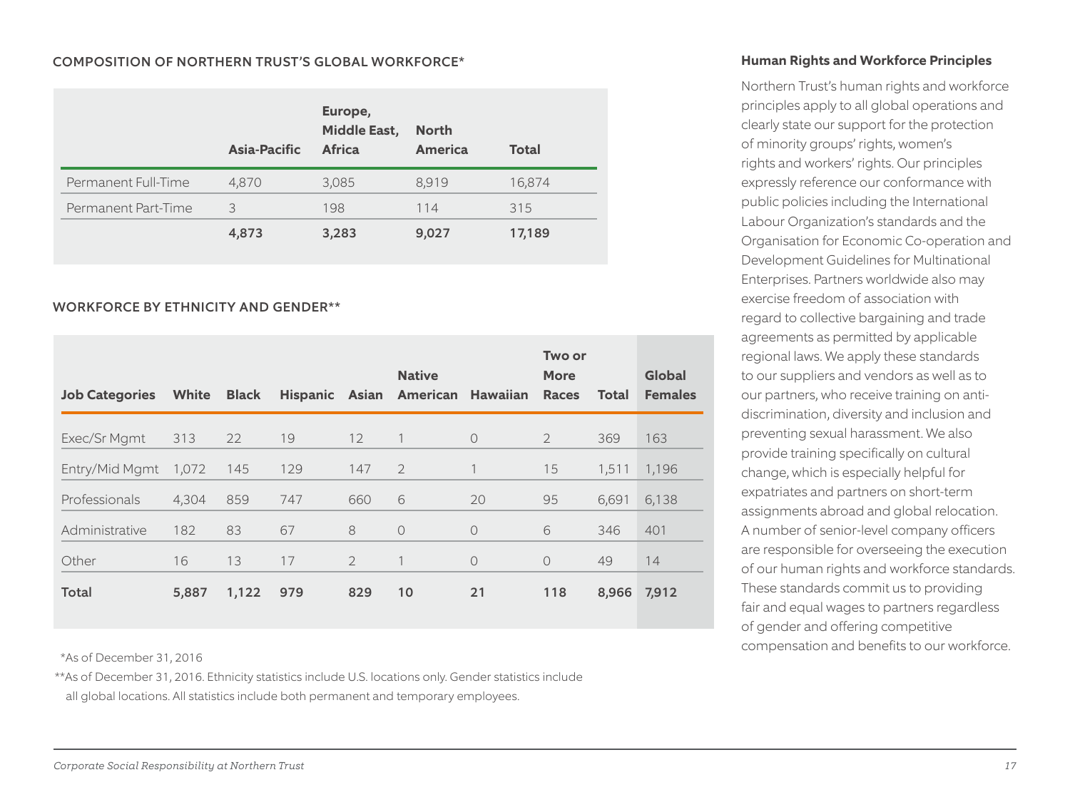## COMPOSITION OF NORTHERN TRUST'S GLOBAL WORKFORCE*

| | Asia-Pacific | Europe, Middle East, Africa | North America | Total |
|---|---|---|---|---|
| Permanent Full-Time | 4,870 | 3,085 | 8,919 | 16,874 |
| Permanent Part-Time | 3 | 198 | 114 | 315 |
| | **4,873** | **3,283** | **9,027** | **17,189** |

## WORKFORCE BY ETHNICITY AND GENDER**

| Job Categories | White | Black | Hispanic | Asian | Native American | Hawaiian | Two or More Races | Total | Global Females |
|---|---|---|---|---|---|---|---|---|---|
| Exec/Sr Mgmt | 313 | 22 | 19 | 12 | 1 | 0 | 2 | 369 | 163 |
| Entry/Mid Mgmt | 1,072 | 145 | 129 | 147 | 2 | 1 | 15 | 1,511 | 1,196 |
| Professionals | 4,304 | 859 | 747 | 660 | 6 | 20 | 95 | 6,691 | 6,138 |
| Administrative | 182 | 83 | 67 | 8 | 0 | 0 | 6 | 346 | 401 |
| Other | 16 | 13 | 17 | 2 | 1 | 0 | 0 | 49 | 14 |
| **Total** | **5,887** | **1,122** | **979** | **829** | **10** | **21** | **118** | **8,966** | **7,912** |

*As of December 31, 2016

**As of December 31, 2016. Ethnicity statistics include U.S. locations only. Gender statistics include all global locations. All statistics include both permanent and temporary employees.

### Human Rights and Workforce Principles

Northern Trust's human rights and workforce principles apply to all global operations and clearly state our support for the protection of minority groups' rights, women's rights and workers' rights. Our principles expressly reference our conformance with public policies including the International Labour Organization's standards and the Organisation for Economic Co-operation and Development Guidelines for Multinational Enterprises. Partners worldwide also may exercise freedom of association with regard to collective bargaining and trade agreements as permitted by applicable regional laws. We apply these standards to our suppliers and vendors as well as to our partners, who receive training on anti-discrimination, diversity and inclusion and preventing sexual harassment. We also provide training specifically on cultural change, which is especially helpful for expatriates and partners on short-term assignments abroad and global relocation. A number of senior-level company officers are responsible for overseeing the execution of our human rights and workforce standards. These standards commit us to providing fair and equal wages to partners regardless of gender and offering competitive compensation and benefits to our workforce.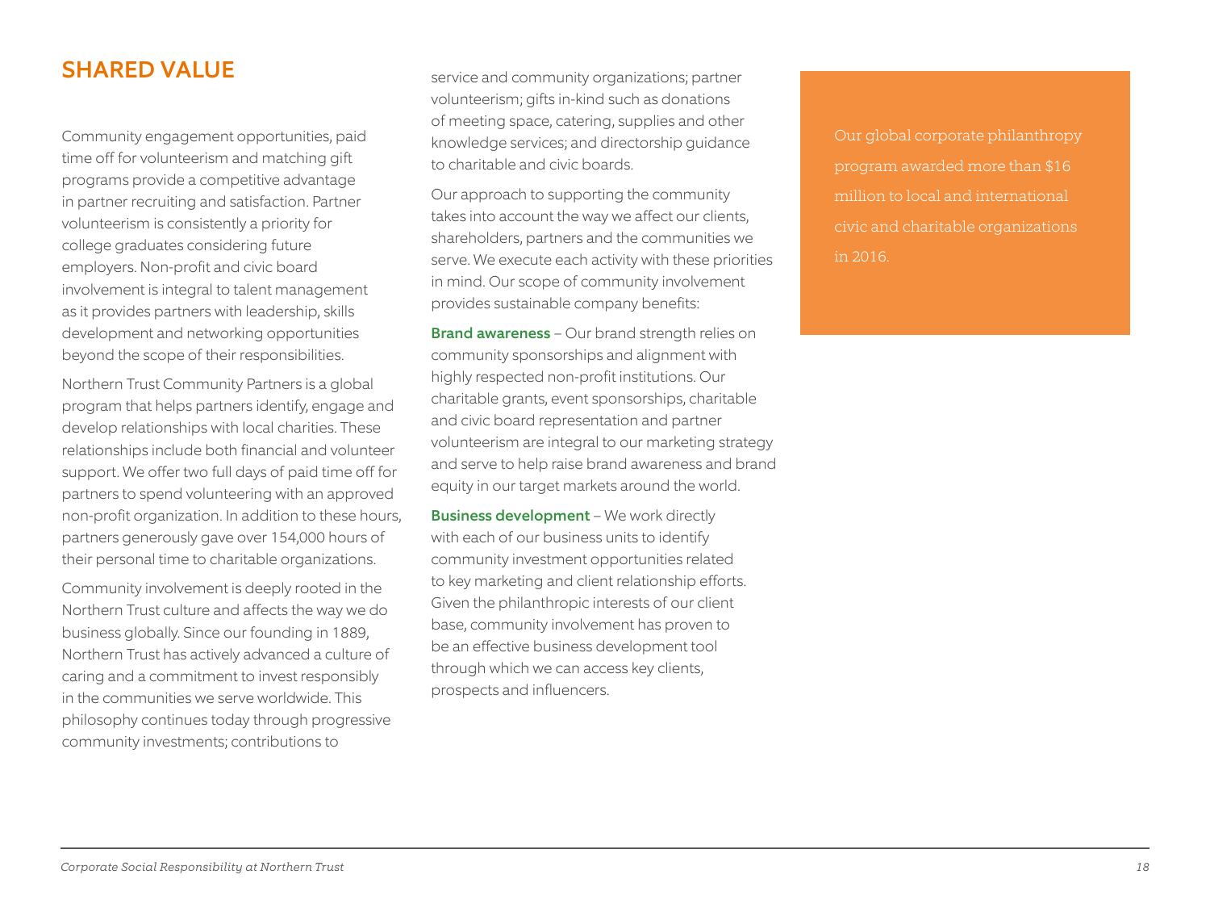## SHARED VALUE

Community engagement opportunities, paid time off for volunteerism and matching gift programs provide a competitive advantage in partner recruiting and satisfaction. Partner volunteerism is consistently a priority for college graduates considering future employers. Non-profit and civic board involvement is integral to talent management as it provides partners with leadership, skills development and networking opportunities beyond the scope of their responsibilities.

Northern Trust Community Partners is a global program that helps partners identify, engage and develop relationships with local charities. These relationships include both financial and volunteer support. We offer two full days of paid time off for partners to spend volunteering with an approved non-profit organization. In addition to these hours, partners generously gave over 154,000 hours of their personal time to charitable organizations.

Community involvement is deeply rooted in the Northern Trust culture and affects the way we do business globally. Since our founding in 1889, Northern Trust has actively advanced a culture of caring and a commitment to invest responsibly in the communities we serve worldwide. This philosophy continues today through progressive community investments; contributions to service and community organizations; partner volunteerism; gifts in-kind such as donations of meeting space, catering, supplies and other knowledge services; and directorship guidance to charitable and civic boards.

Our approach to supporting the community takes into account the way we affect our clients, shareholders, partners and the communities we serve. We execute each activity with these priorities in mind. Our scope of community involvement provides sustainable company benefits:

**Brand awareness** – Our brand strength relies on community sponsorships and alignment with highly respected non-profit institutions. Our charitable grants, event sponsorships, charitable and civic board representation and partner volunteerism are integral to our marketing strategy and serve to help raise brand awareness and brand equity in our target markets around the world.

**Business development** – We work directly with each of our business units to identify community investment opportunities related to key marketing and client relationship efforts. Given the philanthropic interests of our client base, community involvement has proven to be an effective business development tool through which we can access key clients, prospects and influencers.

Our global corporate philanthropy program awarded more than $16 million to local and international civic and charitable organizations in 2016.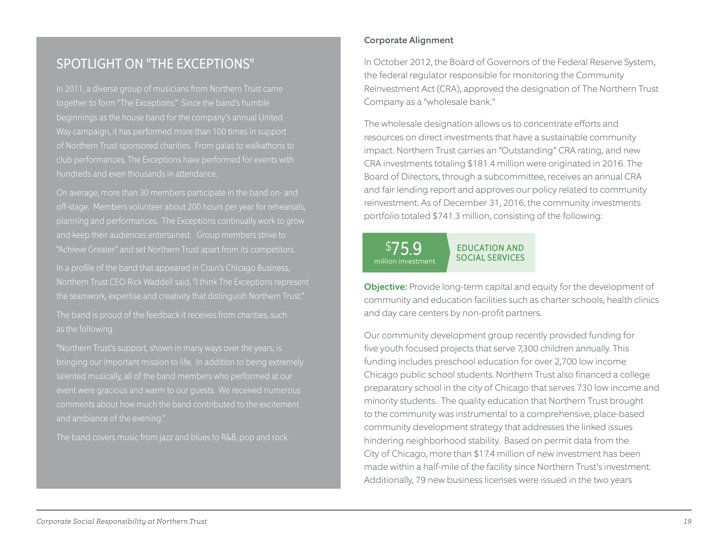## SPOTLIGHT ON "THE EXCEPTIONS"

In 2011, a diverse group of musicians from Northern Trust came together to form "The Exceptions." Since the band's humble beginnings as the house band for the company's annual United Way campaign, it has performed more than 100 times in support of Northern Trust-sponsored charities. From galas to walkathons to club performances, The Exceptions have performed for events with hundreds and even thousands in attendance.

On average, more than 30 members participate in the band on- and off-stage. Members volunteer about 200 hours per year for rehearsals, planning and performances. The Exceptions continually work to grow and keep their audiences entertained. Group members strive to "Achieve Greater" and set Northern Trust apart from its competitors.

In a profile of the band that appeared in Crain's Chicago Business, Northern Trust CEO Rick Waddell said, "I think The Exceptions represent the teamwork, expertise and creativity that distinguish Northern Trust."

The band is proud of the feedback it receives from charities, such as the following:

"Northern Trust's support, shown in many ways over the years, is bringing our important mission to life. In addition to being extremely talented musically, all of the band members who performed at our event were gracious and warm to our guests. We received numerous comments about how much the band contributed to the excitement and ambiance of the evening."

The band covers music from jazz and blues to R&B, pop and rock.

### Corporate Alignment

In October 2012, the Board of Governors of the Federal Reserve System, the federal regulator responsible for monitoring the Community Reinvestment Act (CRA), approved the designation of The Northern Trust Company as a "wholesale bank."

The wholesale designation allows us to concentrate efforts and resources on direct investments that have a sustainable community impact. Northern Trust carries an "Outstanding" CRA rating, and new CRA investments totaling $181.4 million were originated in 2016. The Board of Directors, through a subcommittee, receives an annual CRA and fair lending report and approves our policy related to community reinvestment. As of December 31, 2016, the community investments portfolio totaled $741.3 million, consisting of the following:

**$75.9** million investment — **EDUCATION AND SOCIAL SERVICES**

**Objective:** Provide long-term capital and equity for the development of community and education facilities such as charter schools, health clinics and day care centers by non-profit partners.

Our community development group recently provided funding for five youth focused projects that serve 7,300 children annually. This funding includes preschool education for over 2,700 low income Chicago public school students. Northern Trust also financed a college preparatory school in the city of Chicago that serves 730 low income and minority students. The quality education that Northern Trust brought to the community was instrumental to a comprehensive, place-based community development strategy that addresses the linked issues hindering neighborhood stability. Based on permit data from the City of Chicago, more than $17.4 million of new investment has been made within a half-mile of the facility since Northern Trust's investment. Additionally, 79 new business licenses were issued in the two years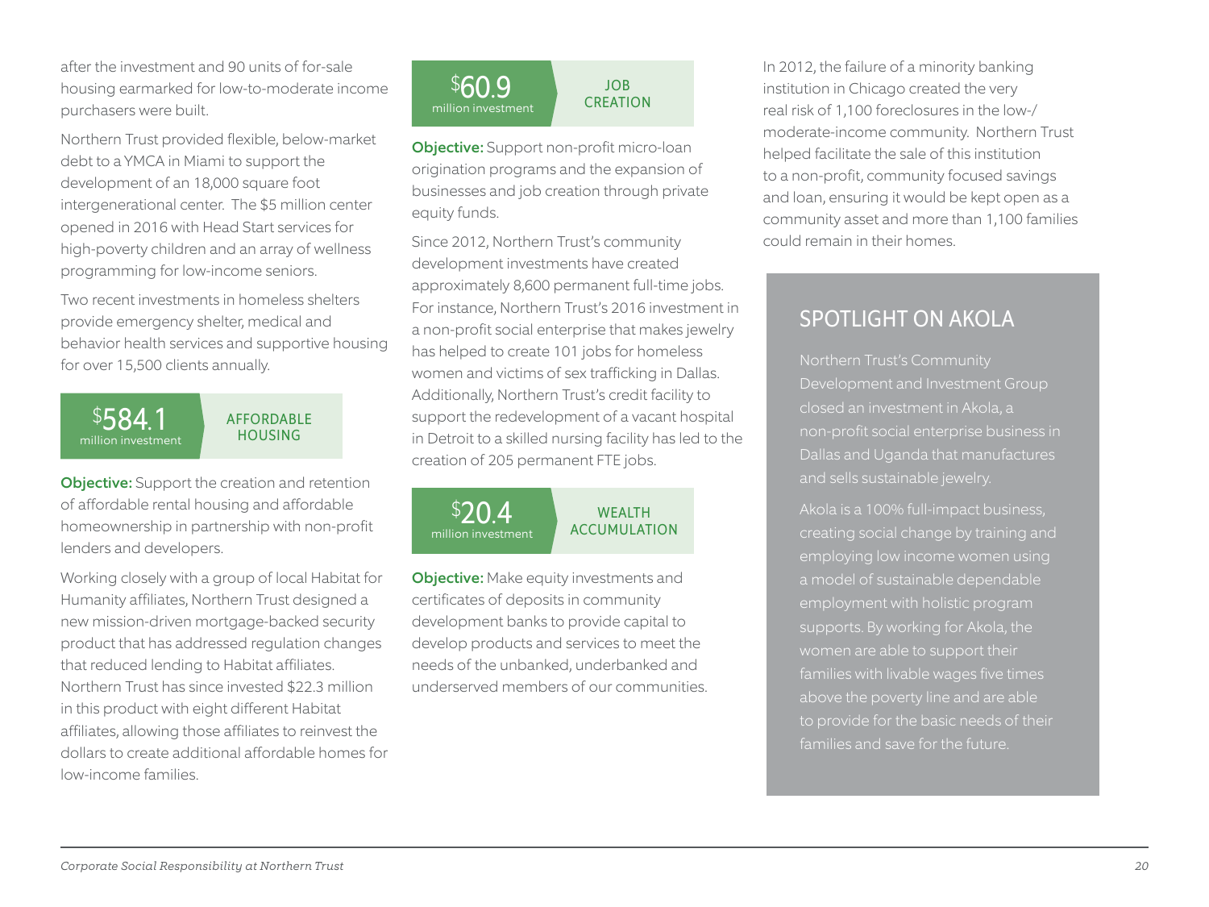after the investment and 90 units of for-sale housing earmarked for low-to-moderate income purchasers were built.

Northern Trust provided flexible, below-market debt to a YMCA in Miami to support the development of an 18,000 square foot intergenerational center. The $5 million center opened in 2016 with Head Start services for high-poverty children and an array of wellness programming for low-income seniors.

Two recent investments in homeless shelters provide emergency shelter, medical and behavior health services and supportive housing for over 15,500 clients annually.

**$584.1 million investment** — AFFORDABLE HOUSING

**Objective:** Support the creation and retention of affordable rental housing and affordable homeownership in partnership with non-profit lenders and developers.

Working closely with a group of local Habitat for Humanity affiliates, Northern Trust designed a new mission-driven mortgage-backed security product that has addressed regulation changes that reduced lending to Habitat affiliates. Northern Trust has since invested $22.3 million in this product with eight different Habitat affiliates, allowing those affiliates to reinvest the dollars to create additional affordable homes for low-income families.

**$60.9 million investment** — JOB CREATION

**Objective:** Support non-profit micro-loan origination programs and the expansion of businesses and job creation through private equity funds.

Since 2012, Northern Trust's community development investments have created approximately 8,600 permanent full-time jobs. For instance, Northern Trust's 2016 investment in a non-profit social enterprise that makes jewelry has helped to create 101 jobs for homeless women and victims of sex trafficking in Dallas. Additionally, Northern Trust's credit facility to support the redevelopment of a vacant hospital in Detroit to a skilled nursing facility has led to the creation of 205 permanent FTE jobs.

**$20.4 million investment** — WEALTH ACCUMULATION

**Objective:** Make equity investments and certificates of deposits in community development banks to provide capital to develop products and services to meet the needs of the unbanked, underbanked and underserved members of our communities.

In 2012, the failure of a minority banking institution in Chicago created the very real risk of 1,100 foreclosures in the low-/moderate-income community. Northern Trust helped facilitate the sale of this institution to a non-profit, community focused savings and loan, ensuring it would be kept open as a community asset and more than 1,100 families could remain in their homes.

## SPOTLIGHT ON AKOLA

Northern Trust's Community Development and Investment Group closed an investment in Akola, a non-profit social enterprise business in Dallas and Uganda that manufactures and sells sustainable jewelry.

Akola is a 100% full-impact business, creating social change by training and employing low income women using a model of sustainable dependable employment with holistic program supports. By working for Akola, the women are able to support their families with livable wages five times above the poverty line and are able to provide for the basic needs of their families and save for the future.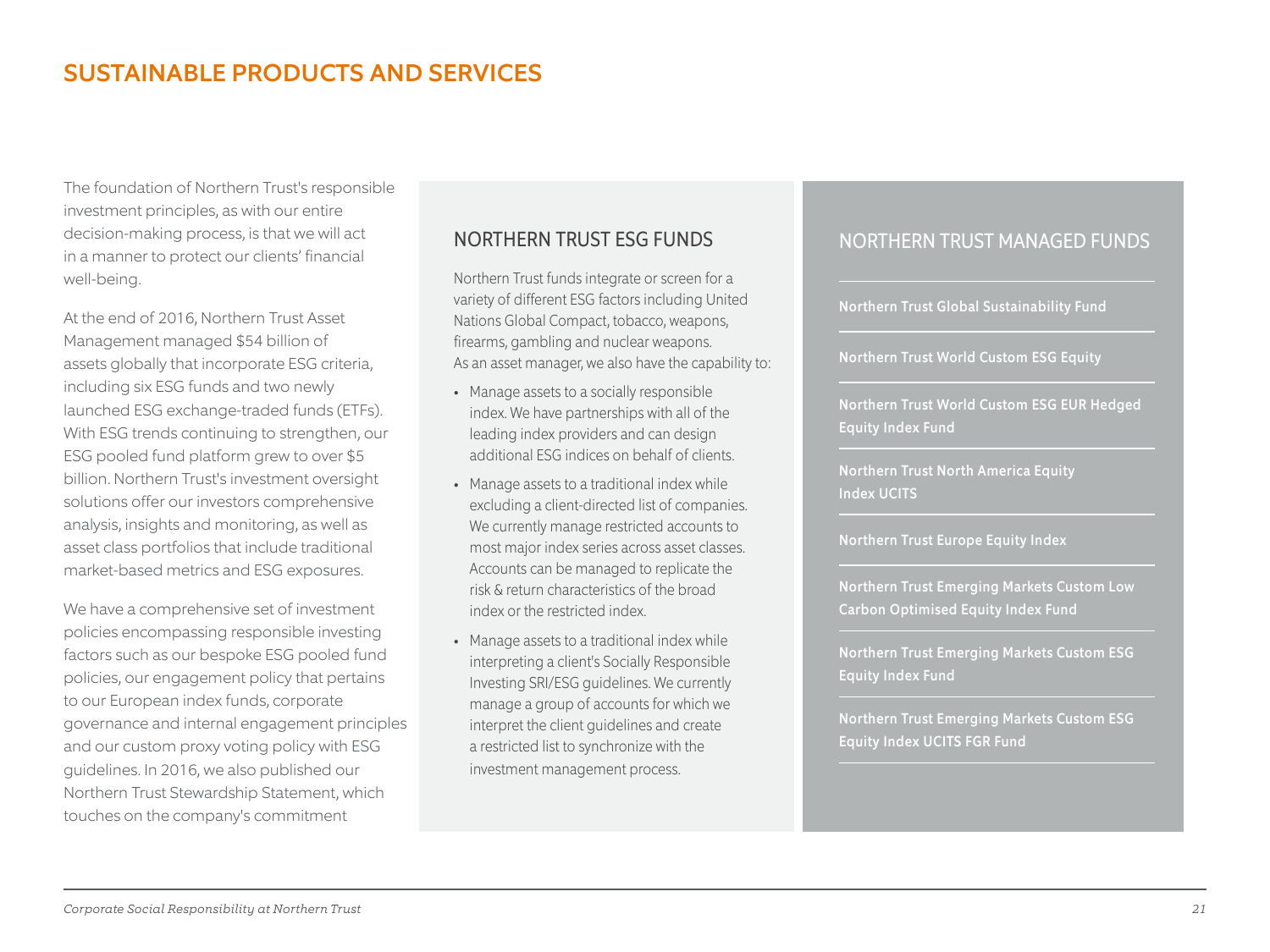## SUSTAINABLE PRODUCTS AND SERVICES

The foundation of Northern Trust's responsible investment principles, as with our entire decision-making process, is that we will act in a manner to protect our clients' financial well-being.

At the end of 2016, Northern Trust Asset Management managed $54 billion of assets globally that incorporate ESG criteria, including six ESG funds and two newly launched ESG exchange-traded funds (ETFs). With ESG trends continuing to strengthen, our ESG pooled fund platform grew to over $5 billion. Northern Trust's investment oversight solutions offer our investors comprehensive analysis, insights and monitoring, as well as asset class portfolios that include traditional market-based metrics and ESG exposures.

We have a comprehensive set of investment policies encompassing responsible investing factors such as our bespoke ESG pooled fund policies, our engagement policy that pertains to our European index funds, corporate governance and internal engagement principles and our custom proxy voting policy with ESG guidelines. In 2016, we also published our Northern Trust Stewardship Statement, which touches on the company's commitment

### NORTHERN TRUST ESG FUNDS

Northern Trust funds integrate or screen for a variety of different ESG factors including United Nations Global Compact, tobacco, weapons, firearms, gambling and nuclear weapons. As an asset manager, we also have the capability to:

- Manage assets to a socially responsible index. We have partnerships with all of the leading index providers and can design additional ESG indices on behalf of clients.
- Manage assets to a traditional index while excluding a client-directed list of companies. We currently manage restricted accounts to most major index series across asset classes. Accounts can be managed to replicate the risk & return characteristics of the broad index or the restricted index.
- Manage assets to a traditional index while interpreting a client's Socially Responsible Investing SRI/ESG guidelines. We currently manage a group of accounts for which we interpret the client guidelines and create a restricted list to synchronize with the investment management process.

### NORTHERN TRUST MANAGED FUNDS

- Northern Trust Global Sustainability Fund
- Northern Trust World Custom ESG Equity
- Northern Trust World Custom ESG EUR Hedged Equity Index Fund
- Northern Trust North America Equity Index UCITS
- Northern Trust Europe Equity Index
- Northern Trust Emerging Markets Custom Low Carbon Optimised Equity Index Fund
- Northern Trust Emerging Markets Custom ESG Equity Index Fund
- Northern Trust Emerging Markets Custom ESG Equity Index UCITS FGR Fund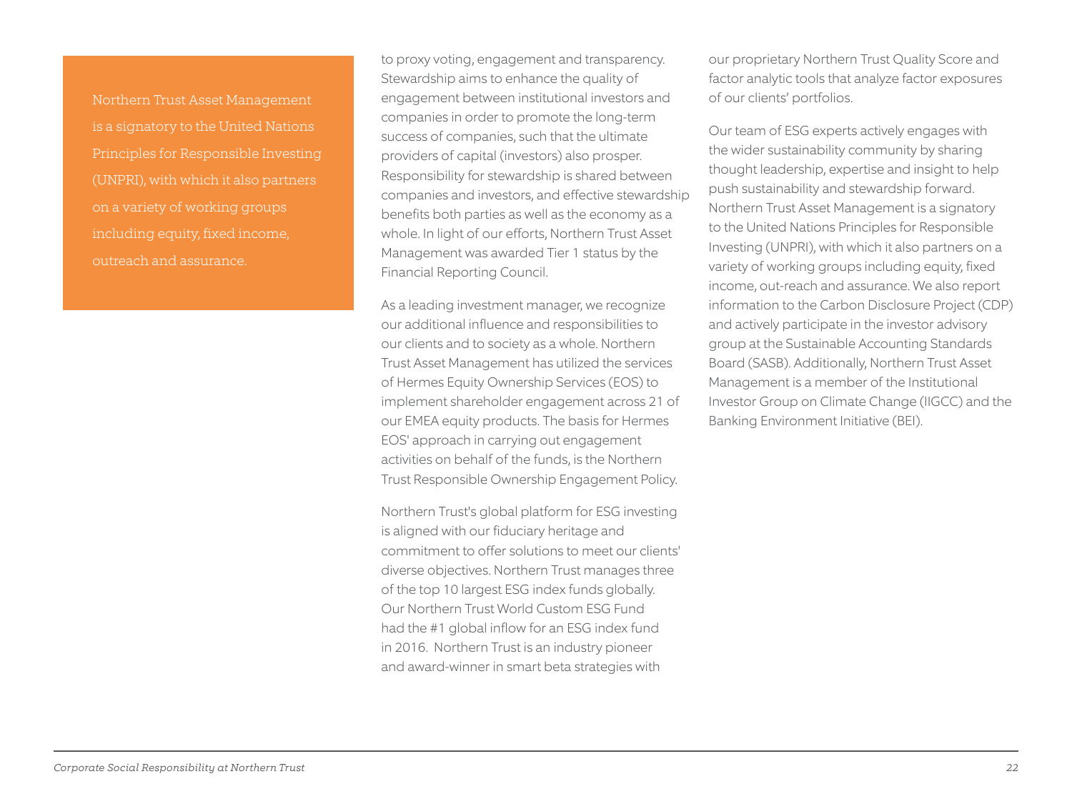> Northern Trust Asset Management is a signatory to the United Nations Principles for Responsible Investing (UNPRI), with which it also partners on a variety of working groups including equity, fixed income, outreach and assurance.

to proxy voting, engagement and transparency. Stewardship aims to enhance the quality of engagement between institutional investors and companies in order to promote the long-term success of companies, such that the ultimate providers of capital (investors) also prosper. Responsibility for stewardship is shared between companies and investors, and effective stewardship benefits both parties as well as the economy as a whole. In light of our efforts, Northern Trust Asset Management was awarded Tier 1 status by the Financial Reporting Council.

As a leading investment manager, we recognize our additional influence and responsibilities to our clients and to society as a whole. Northern Trust Asset Management has utilized the services of Hermes Equity Ownership Services (EOS) to implement shareholder engagement across 21 of our EMEA equity products. The basis for Hermes EOS' approach in carrying out engagement activities on behalf of the funds, is the Northern Trust Responsible Ownership Engagement Policy.

Northern Trust's global platform for ESG investing is aligned with our fiduciary heritage and commitment to offer solutions to meet our clients' diverse objectives. Northern Trust manages three of the top 10 largest ESG index funds globally. Our Northern Trust World Custom ESG Fund had the #1 global inflow for an ESG index fund in 2016. Northern Trust is an industry pioneer and award-winner in smart beta strategies with our proprietary Northern Trust Quality Score and factor analytic tools that analyze factor exposures of our clients' portfolios.

Our team of ESG experts actively engages with the wider sustainability community by sharing thought leadership, expertise and insight to help push sustainability and stewardship forward. Northern Trust Asset Management is a signatory to the United Nations Principles for Responsible Investing (UNPRI), with which it also partners on a variety of working groups including equity, fixed income, out-reach and assurance. We also report information to the Carbon Disclosure Project (CDP) and actively participate in the investor advisory group at the Sustainable Accounting Standards Board (SASB). Additionally, Northern Trust Asset Management is a member of the Institutional Investor Group on Climate Change (IIGCC) and the Banking Environment Initiative (BEI).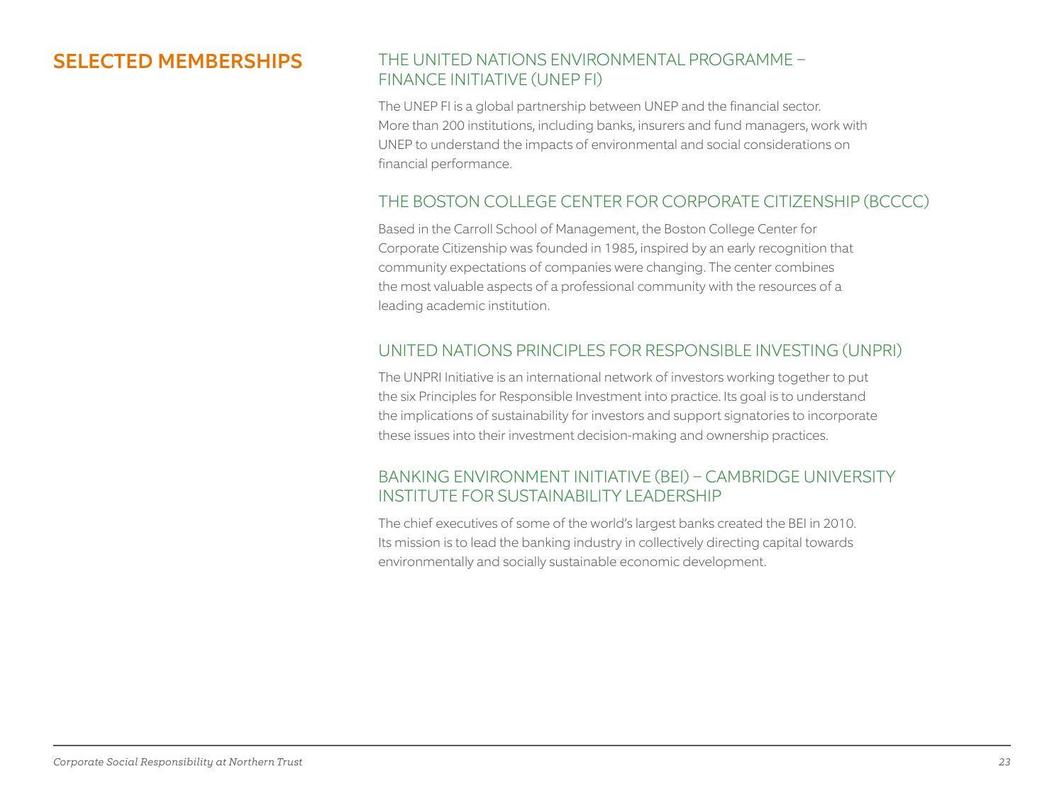## SELECTED MEMBERSHIPS

### THE UNITED NATIONS ENVIRONMENTAL PROGRAMME – FINANCE INITIATIVE (UNEP FI)

The UNEP FI is a global partnership between UNEP and the financial sector. More than 200 institutions, including banks, insurers and fund managers, work with UNEP to understand the impacts of environmental and social considerations on financial performance.

### THE BOSTON COLLEGE CENTER FOR CORPORATE CITIZENSHIP (BCCCC)

Based in the Carroll School of Management, the Boston College Center for Corporate Citizenship was founded in 1985, inspired by an early recognition that community expectations of companies were changing. The center combines the most valuable aspects of a professional community with the resources of a leading academic institution.

### UNITED NATIONS PRINCIPLES FOR RESPONSIBLE INVESTING (UNPRI)

The UNPRI Initiative is an international network of investors working together to put the six Principles for Responsible Investment into practice. Its goal is to understand the implications of sustainability for investors and support signatories to incorporate these issues into their investment decision-making and ownership practices.

### BANKING ENVIRONMENT INITIATIVE (BEI) – CAMBRIDGE UNIVERSITY INSTITUTE FOR SUSTAINABILITY LEADERSHIP

The chief executives of some of the world's largest banks created the BEI in 2010. Its mission is to lead the banking industry in collectively directing capital towards environmentally and socially sustainable economic development.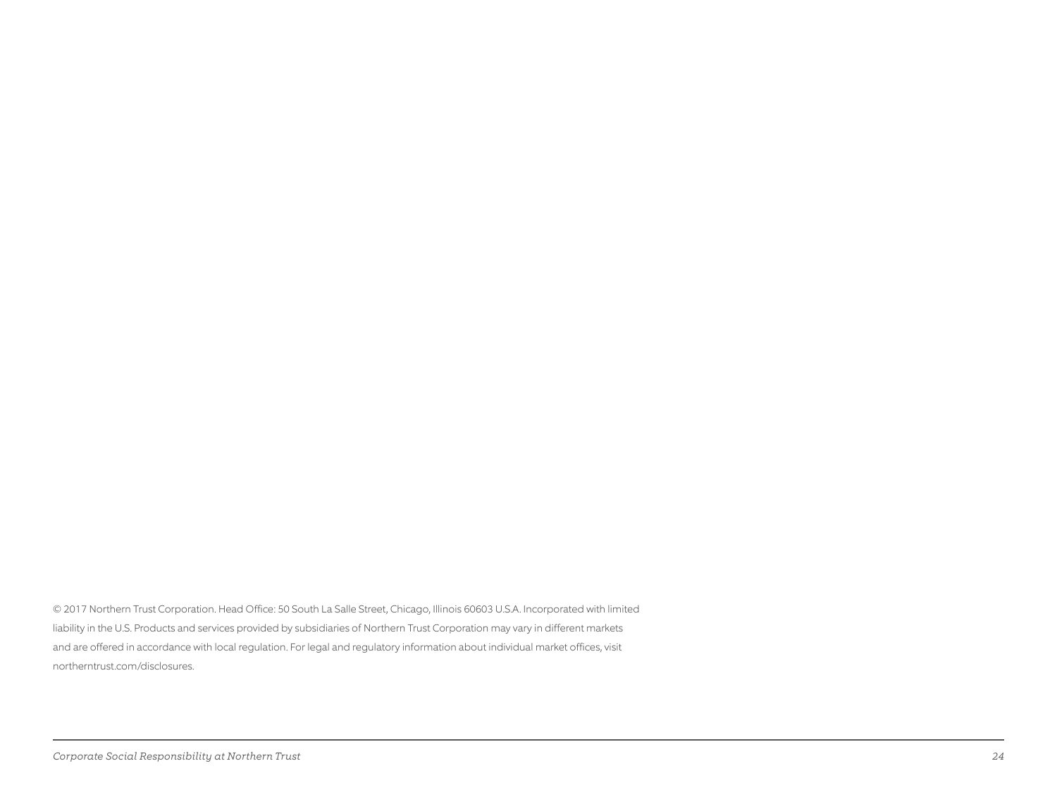© 2017 Northern Trust Corporation. Head Office: 50 South La Salle Street, Chicago, Illinois 60603 U.S.A. Incorporated with limited liability in the U.S. Products and services provided by subsidiaries of Northern Trust Corporation may vary in different markets and are offered in accordance with local regulation. For legal and regulatory information about individual market offices, visit northerntrust.com/disclosures.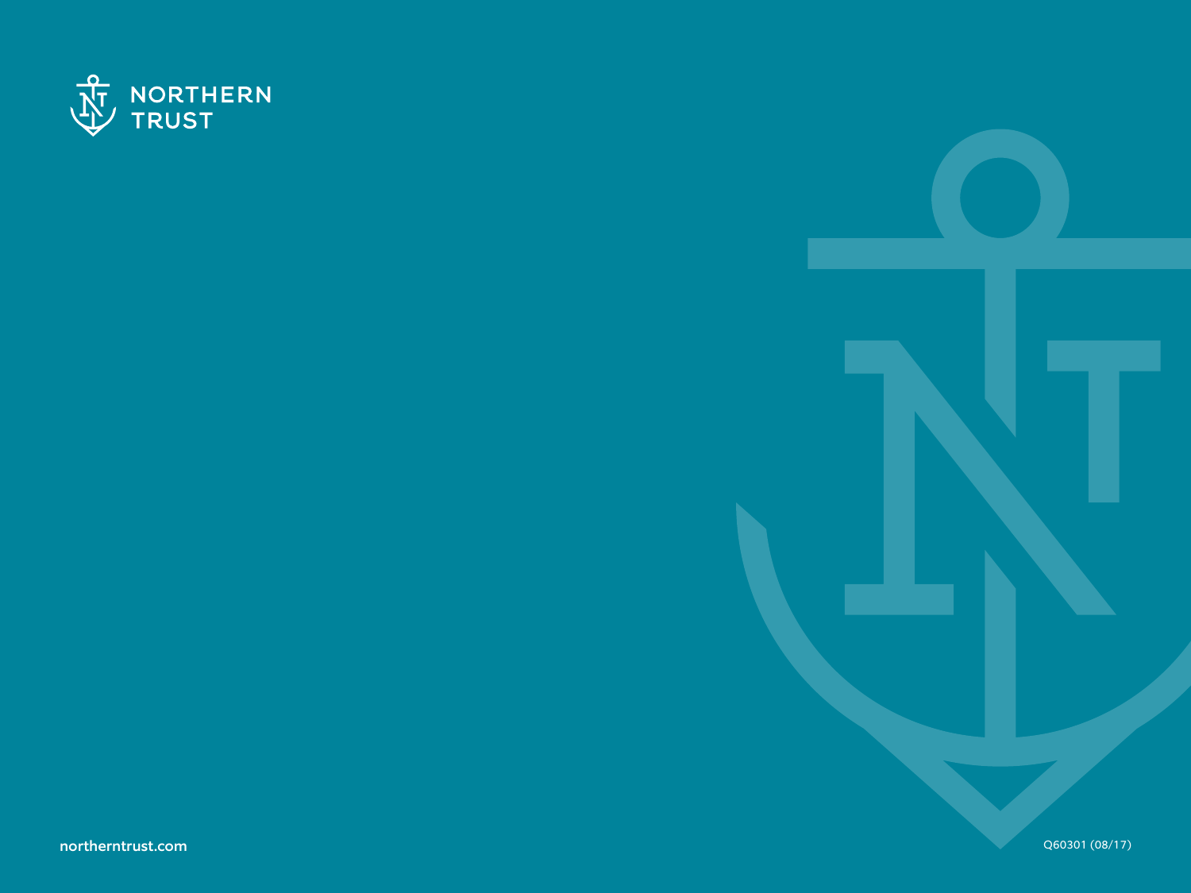NORTHERN TRUST

northerntrust.com

Q60301 (08/17)